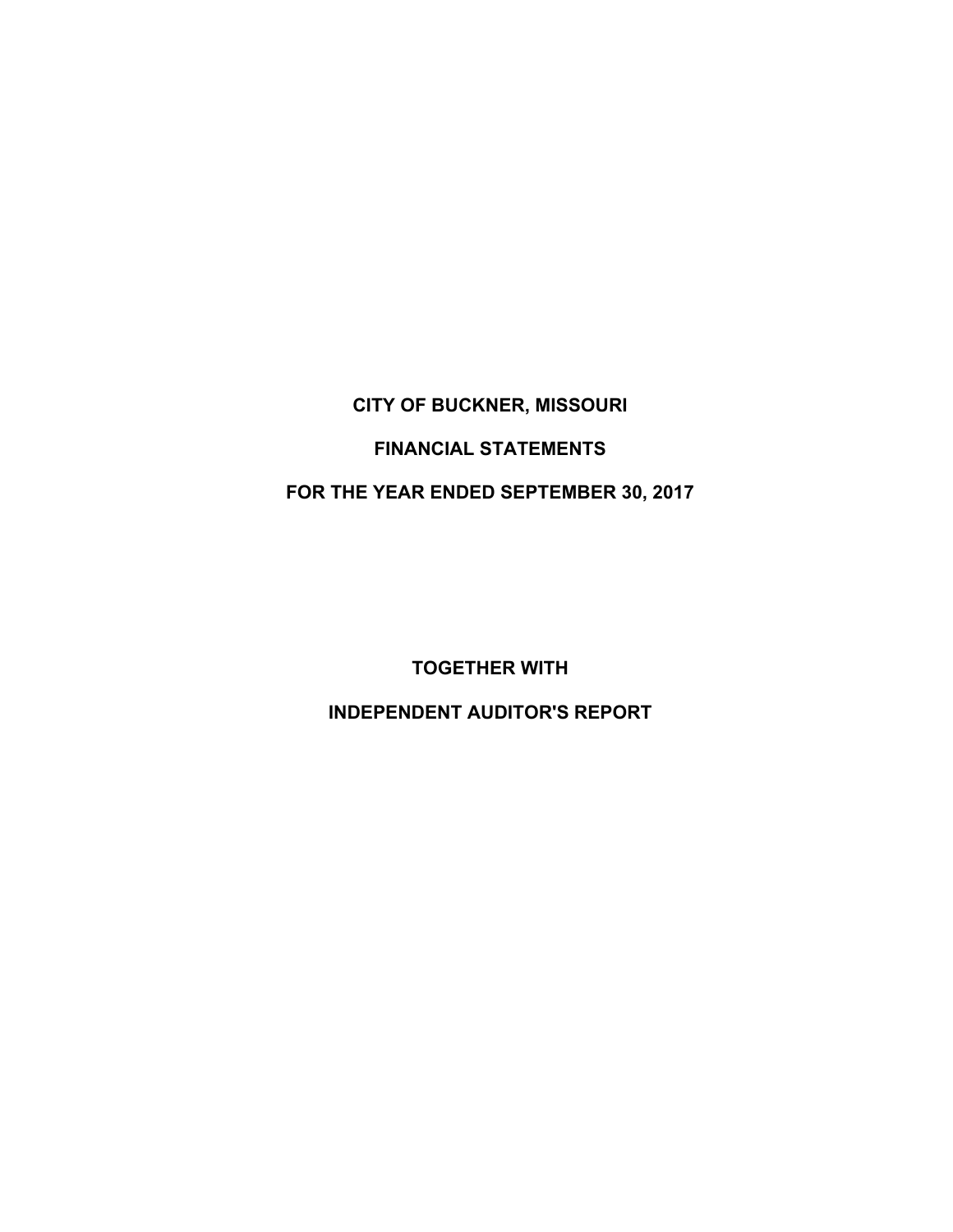# CITY OF BUCKNER, MISSOURI

## FINANCIAL STATEMENTS

## FOR THE YEAR ENDED SEPTEMBER 30, 2017

## TOGETHER WITH

## INDEPENDENT AUDITOR'S REPORT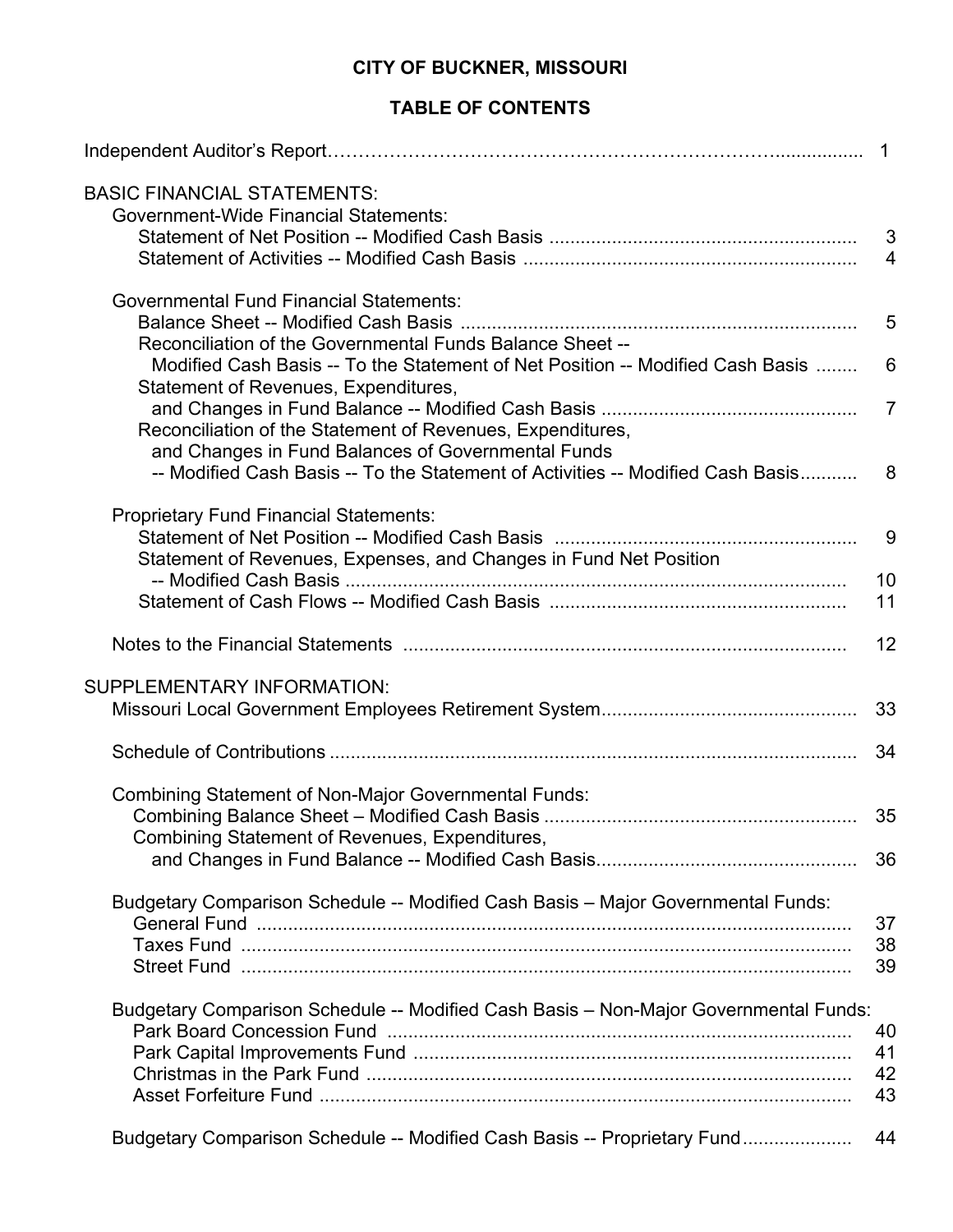# CITY OF BUCKNER, MISSOURI

## TABLE OF CONTENTS

| | |
|---|---|
| Independent Auditor's Report | 1 |
| **BASIC FINANCIAL STATEMENTS:** | |
| Government-Wide Financial Statements: | |
| Statement of Net Position -- Modified Cash Basis | 3 |
| Statement of Activities -- Modified Cash Basis | 4 |
| Governmental Fund Financial Statements: | |
| Balance Sheet -- Modified Cash Basis | 5 |
| Reconciliation of the Governmental Funds Balance Sheet -- Modified Cash Basis -- To the Statement of Net Position -- Modified Cash Basis | 6 |
| Statement of Revenues, Expenditures, and Changes in Fund Balance -- Modified Cash Basis | 7 |
| Reconciliation of the Statement of Revenues, Expenditures, and Changes in Fund Balances of Governmental Funds -- Modified Cash Basis -- To the Statement of Activities -- Modified Cash Basis | 8 |
| Proprietary Fund Financial Statements: | |
| Statement of Net Position -- Modified Cash Basis | 9 |
| Statement of Revenues, Expenses, and Changes in Fund Net Position -- Modified Cash Basis | 10 |
| Statement of Cash Flows -- Modified Cash Basis | 11 |
| Notes to the Financial Statements | 12 |
| **SUPPLEMENTARY INFORMATION:** | |
| Missouri Local Government Employees Retirement System | 33 |
| Schedule of Contributions | 34 |
| Combining Statement of Non-Major Governmental Funds: | |
| Combining Balance Sheet – Modified Cash Basis | 35 |
| Combining Statement of Revenues, Expenditures, and Changes in Fund Balance -- Modified Cash Basis | 36 |
| Budgetary Comparison Schedule -- Modified Cash Basis – Major Governmental Funds: | |
| General Fund | 37 |
| Taxes Fund | 38 |
| Street Fund | 39 |
| Budgetary Comparison Schedule -- Modified Cash Basis – Non-Major Governmental Funds: | |
| Park Board Concession Fund | 40 |
| Park Capital Improvements Fund | 41 |
| Christmas in the Park Fund | 42 |
| Asset Forfeiture Fund | 43 |
| Budgetary Comparison Schedule -- Modified Cash Basis -- Proprietary Fund | 44 |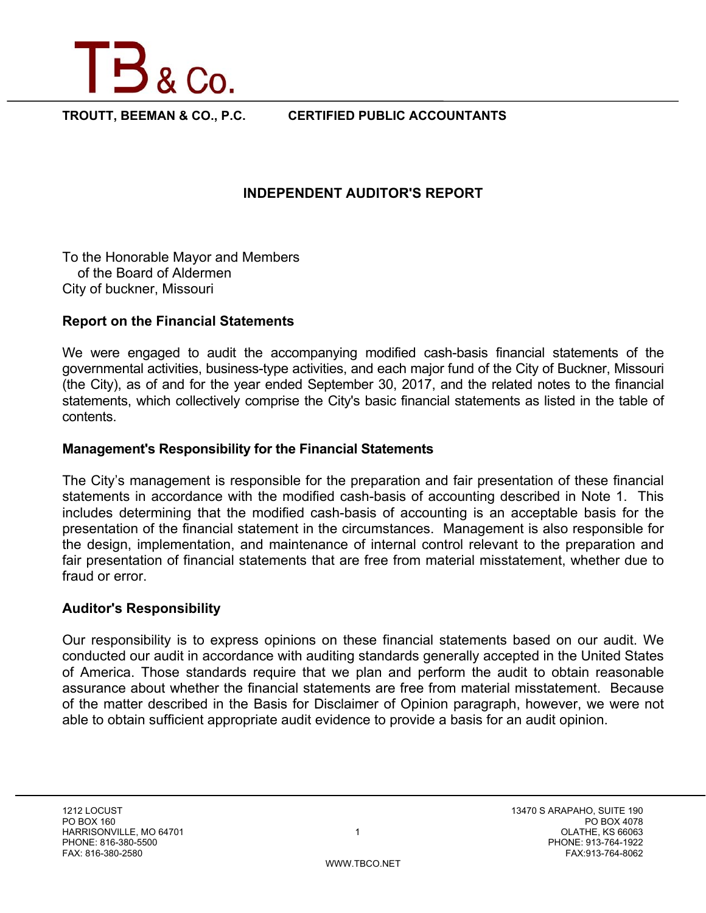TB & Co.

**TROUTT, BEEMAN & CO., P.C. CERTIFIED PUBLIC ACCOUNTANTS**

# INDEPENDENT AUDITOR'S REPORT

To the Honorable Mayor and Members
of the Board of Aldermen
City of buckner, Missouri

## Report on the Financial Statements

We were engaged to audit the accompanying modified cash-basis financial statements of the governmental activities, business-type activities, and each major fund of the City of Buckner, Missouri (the City), as of and for the year ended September 30, 2017, and the related notes to the financial statements, which collectively comprise the City's basic financial statements as listed in the table of contents.

## Management's Responsibility for the Financial Statements

The City's management is responsible for the preparation and fair presentation of these financial statements in accordance with the modified cash-basis of accounting described in Note 1. This includes determining that the modified cash-basis of accounting is an acceptable basis for the presentation of the financial statement in the circumstances. Management is also responsible for the design, implementation, and maintenance of internal control relevant to the preparation and fair presentation of financial statements that are free from material misstatement, whether due to fraud or error.

## Auditor's Responsibility

Our responsibility is to express opinions on these financial statements based on our audit. We conducted our audit in accordance with auditing standards generally accepted in the United States of America. Those standards require that we plan and perform the audit to obtain reasonable assurance about whether the financial statements are free from material misstatement. Because of the matter described in the Basis for Disclaimer of Opinion paragraph, however, we were not able to obtain sufficient appropriate audit evidence to provide a basis for an audit opinion.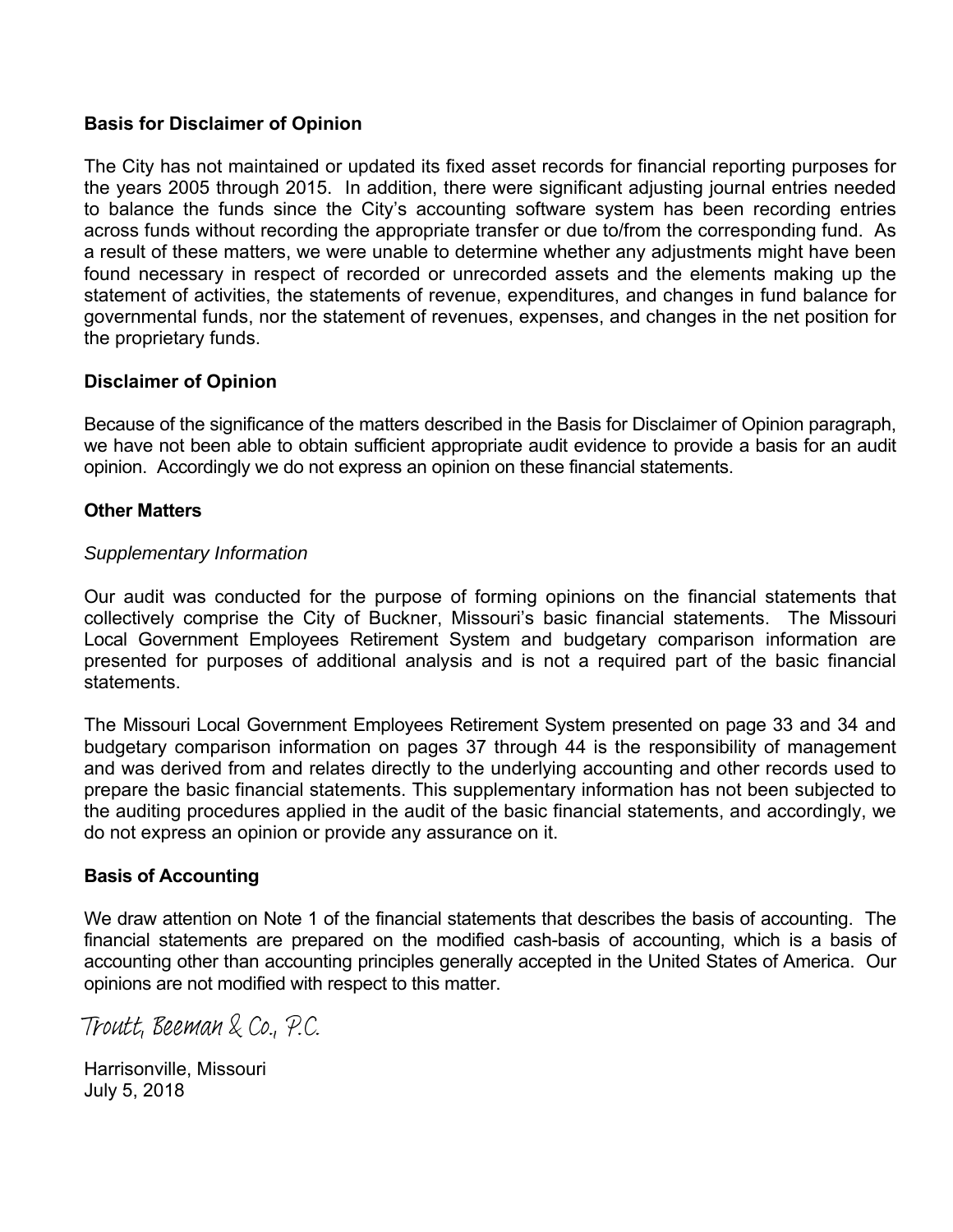### Basis for Disclaimer of Opinion

The City has not maintained or updated its fixed asset records for financial reporting purposes for the years 2005 through 2015. In addition, there were significant adjusting journal entries needed to balance the funds since the City's accounting software system has been recording entries across funds without recording the appropriate transfer or due to/from the corresponding fund. As a result of these matters, we were unable to determine whether any adjustments might have been found necessary in respect of recorded or unrecorded assets and the elements making up the statement of activities, the statements of revenue, expenditures, and changes in fund balance for governmental funds, nor the statement of revenues, expenses, and changes in the net position for the proprietary funds.

### Disclaimer of Opinion

Because of the significance of the matters described in the Basis for Disclaimer of Opinion paragraph, we have not been able to obtain sufficient appropriate audit evidence to provide a basis for an audit opinion. Accordingly we do not express an opinion on these financial statements.

### Other Matters

*Supplementary Information*

Our audit was conducted for the purpose of forming opinions on the financial statements that collectively comprise the City of Buckner, Missouri's basic financial statements. The Missouri Local Government Employees Retirement System and budgetary comparison information are presented for purposes of additional analysis and is not a required part of the basic financial statements.

The Missouri Local Government Employees Retirement System presented on page 33 and 34 and budgetary comparison information on pages 37 through 44 is the responsibility of management and was derived from and relates directly to the underlying accounting and other records used to prepare the basic financial statements. This supplementary information has not been subjected to the auditing procedures applied in the audit of the basic financial statements, and accordingly, we do not express an opinion or provide any assurance on it.

### Basis of Accounting

We draw attention on Note 1 of the financial statements that describes the basis of accounting. The financial statements are prepared on the modified cash-basis of accounting, which is a basis of accounting other than accounting principles generally accepted in the United States of America. Our opinions are not modified with respect to this matter.

Troutt, Beeman & Co., P.C.

Harrisonville, Missouri
July 5, 2018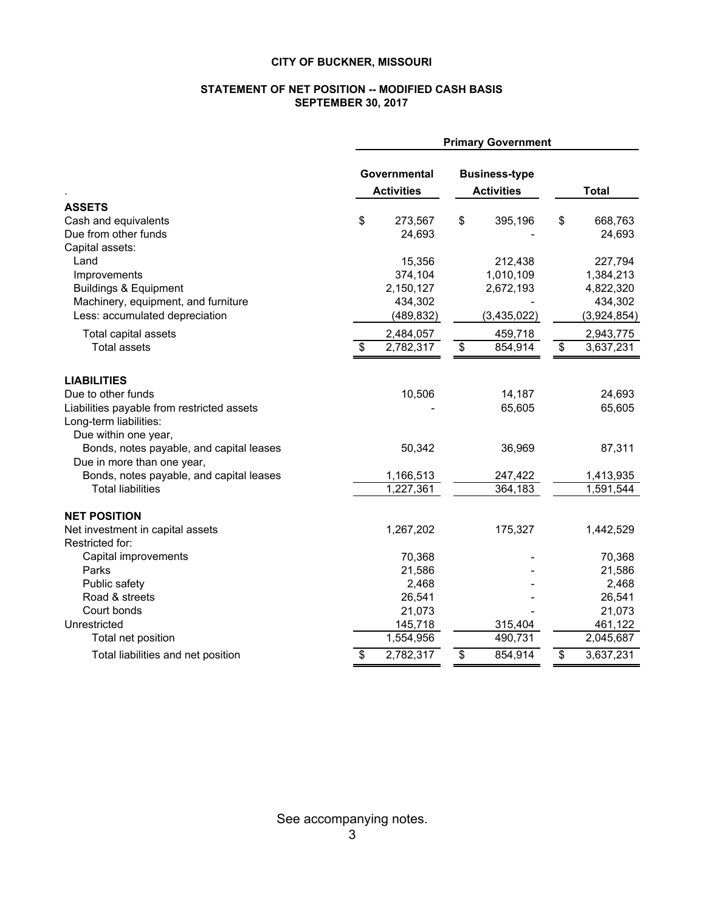# CITY OF BUCKNER, MISSOURI

## STATEMENT OF NET POSITION -- MODIFIED CASH BASIS
## SEPTEMBER 30, 2017

| | Primary Government | | |
|---|---|---|---|
| | Governmental Activities | Business-type Activities | Total |
| **ASSETS** | | | |
| Cash and equivalents | $ 273,567 | $ 395,196 | $ 668,763 |
| Due from other funds | 24,693 | - | 24,693 |
| Capital assets: | | | |
| Land | 15,356 | 212,438 | 227,794 |
| Improvements | 374,104 | 1,010,109 | 1,384,213 |
| Buildings & Equipment | 2,150,127 | 2,672,193 | 4,822,320 |
| Machinery, equipment, and furniture | 434,302 | - | 434,302 |
| Less: accumulated depreciation | (489,832) | (3,435,022) | (3,924,854) |
| Total capital assets | 2,484,057 | 459,718 | 2,943,775 |
| Total assets | $ 2,782,317 | $ 854,914 | $ 3,637,231 |
| **LIABILITIES** | | | |
| Due to other funds | 10,506 | 14,187 | 24,693 |
| Liabilities payable from restricted assets | - | 65,605 | 65,605 |
| Long-term liabilities: | | | |
| Due within one year, | | | |
| Bonds, notes payable, and capital leases | 50,342 | 36,969 | 87,311 |
| Due in more than one year, | | | |
| Bonds, notes payable, and capital leases | 1,166,513 | 247,422 | 1,413,935 |
| Total liabilities | 1,227,361 | 364,183 | 1,591,544 |
| **NET POSITION** | | | |
| Net investment in capital assets | 1,267,202 | 175,327 | 1,442,529 |
| Restricted for: | | | |
| Capital improvements | 70,368 | - | 70,368 |
| Parks | 21,586 | - | 21,586 |
| Public safety | 2,468 | - | 2,468 |
| Road & streets | 26,541 | - | 26,541 |
| Court bonds | 21,073 | - | 21,073 |
| Unrestricted | 145,718 | 315,404 | 461,122 |
| Total net position | 1,554,956 | 490,731 | 2,045,687 |
| Total liabilities and net position | $ 2,782,317 | $ 854,914 | $ 3,637,231 |

See accompanying notes.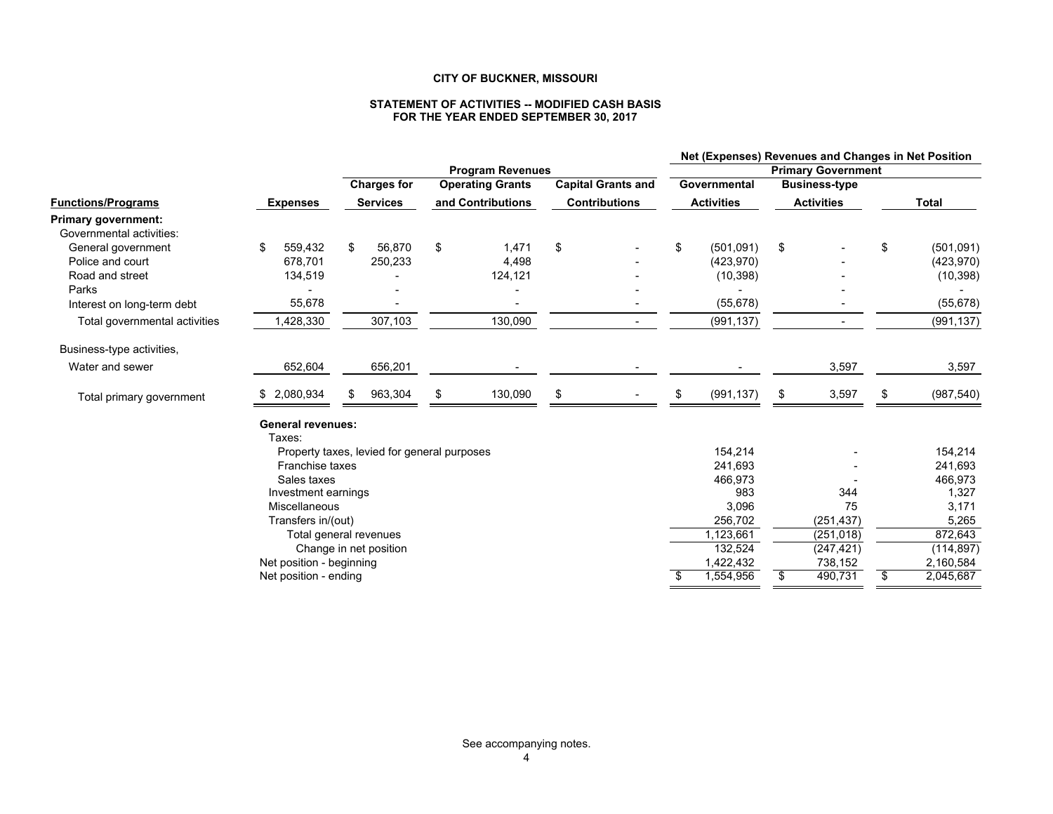**CITY OF BUCKNER, MISSOURI**

**STATEMENT OF ACTIVITIES -- MODIFIED CASH BASIS**
**FOR THE YEAR ENDED SEPTEMBER 30, 2017**

| | | Program Revenues | | | Net (Expenses) Revenues and Changes in Net Position | | |
|---|---|---|---|---|---|---|---|
| | | | | | Primary Government | | |
| **Functions/Programs** | **Expenses** | **Charges for Services** | **Operating Grants and Contributions** | **Capital Grants and Contributions** | **Governmental Activities** | **Business-type Activities** | **Total** |
| **Primary government:** | | | | | | | |
| Governmental activities: | | | | | | | |
| General government | $ 559,432 | $ 56,870 | $ 1,471 | $ - | $ (501,091) | $ - | $ (501,091) |
| Police and court | 678,701 | 250,233 | 4,498 | - | (423,970) | - | (423,970) |
| Road and street | 134,519 | - | 124,121 | - | (10,398) | - | (10,398) |
| Parks | - | - | - | - | - | - | - |
| Interest on long-term debt | 55,678 | - | - | - | (55,678) | - | (55,678) |
| Total governmental activities | 1,428,330 | 307,103 | 130,090 | - | (991,137) | - | (991,137) |
| Business-type activities, | | | | | | | |
| Water and sewer | 652,604 | 656,201 | - | - | - | 3,597 | 3,597 |
| Total primary government | $ 2,080,934 | $ 963,304 | $ 130,090 | $ - | $ (991,137) | $ 3,597 | $ (987,540) |
| **General revenues:** | | | | | | | |
| Taxes: | | | | | | | |
| Property taxes, levied for general purposes | | | | | 154,214 | - | 154,214 |
| Franchise taxes | | | | | 241,693 | - | 241,693 |
| Sales taxes | | | | | 466,973 | - | 466,973 |
| Investment earnings | | | | | 983 | 344 | 1,327 |
| Miscellaneous | | | | | 3,096 | 75 | 3,171 |
| Transfers in/(out) | | | | | 256,702 | (251,437) | 5,265 |
| Total general revenues | | | | | 1,123,661 | (251,018) | 872,643 |
| Change in net position | | | | | 132,524 | (247,421) | (114,897) |
| Net position - beginning | | | | | 1,422,432 | 738,152 | 2,160,584 |
| Net position - ending | | | | | $ 1,554,956 | $ 490,731 | $ 2,045,687 |

See accompanying notes.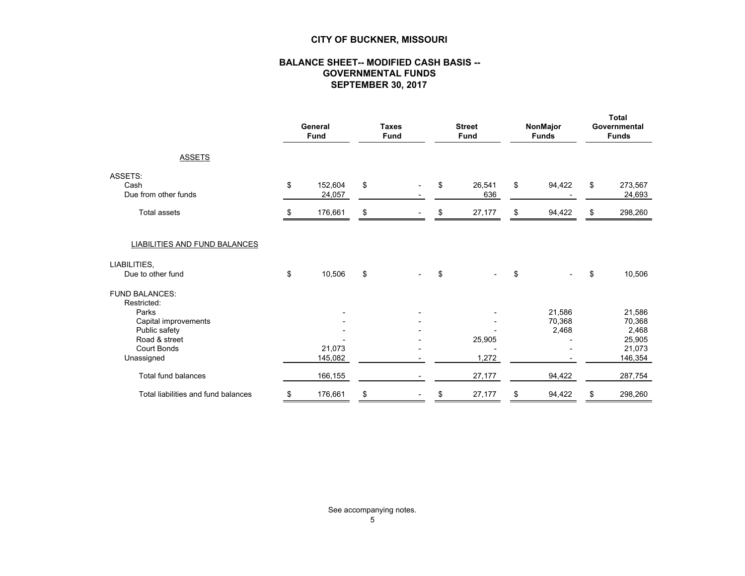# CITY OF BUCKNER, MISSOURI

## BALANCE SHEET-- MODIFIED CASH BASIS -- GOVERNMENTAL FUNDS SEPTEMBER 30, 2017

| | General Fund | Taxes Fund | Street Fund | NonMajor Funds | Total Governmental Funds |
|---|---|---|---|---|---|
| ASSETS | | | | | |
| ASSETS: | | | | | |
| Cash | $ 152,604 | $ - | $ 26,541 | $ 94,422 | $ 273,567 |
| Due from other funds | 24,057 | - | 636 | - | 24,693 |
| Total assets | $ 176,661 | $ - | $ 27,177 | $ 94,422 | $ 298,260 |
| LIABILITIES AND FUND BALANCES | | | | | |
| LIABILITIES, | | | | | |
| Due to other fund | $ 10,506 | $ - | $ - | $ - | $ 10,506 |
| FUND BALANCES: | | | | | |
| Restricted: | | | | | |
| Parks | - | - | - | 21,586 | 21,586 |
| Capital improvements | - | - | - | 70,368 | 70,368 |
| Public safety | - | - | - | 2,468 | 2,468 |
| Road & street | - | - | 25,905 | - | 25,905 |
| Court Bonds | 21,073 | - | - | - | 21,073 |
| Unassigned | 145,082 | - | 1,272 | - | 146,354 |
| Total fund balances | 166,155 | - | 27,177 | 94,422 | 287,754 |
| Total liabilities and fund balances | $ 176,661 | $ - | $ 27,177 | $ 94,422 | $ 298,260 |

See accompanying notes.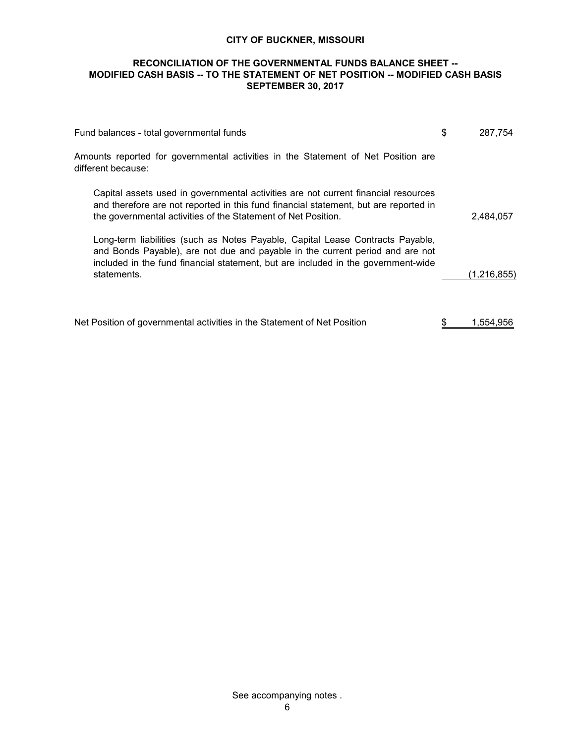# CITY OF BUCKNER, MISSOURI

## RECONCILIATION OF THE GOVERNMENTAL FUNDS BALANCE SHEET -- MODIFIED CASH BASIS -- TO THE STATEMENT OF NET POSITION -- MODIFIED CASH BASIS SEPTEMBER 30, 2017

| | |
|---|---|
| Fund balances - total governmental funds | $ 287,754 |
| Amounts reported for governmental activities in the Statement of Net Position are different because: | |
| Capital assets used in governmental activities are not current financial resources and therefore are not reported in this fund financial statement, but are reported in the governmental activities of the Statement of Net Position. | 2,484,057 |
| Long-term liabilities (such as Notes Payable, Capital Lease Contracts Payable, and Bonds Payable), are not due and payable in the current period and are not included in the fund financial statement, but are included in the government-wide statements. | (1,216,855) |
| Net Position of governmental activities in the Statement of Net Position | $ 1,554,956 |

See accompanying notes .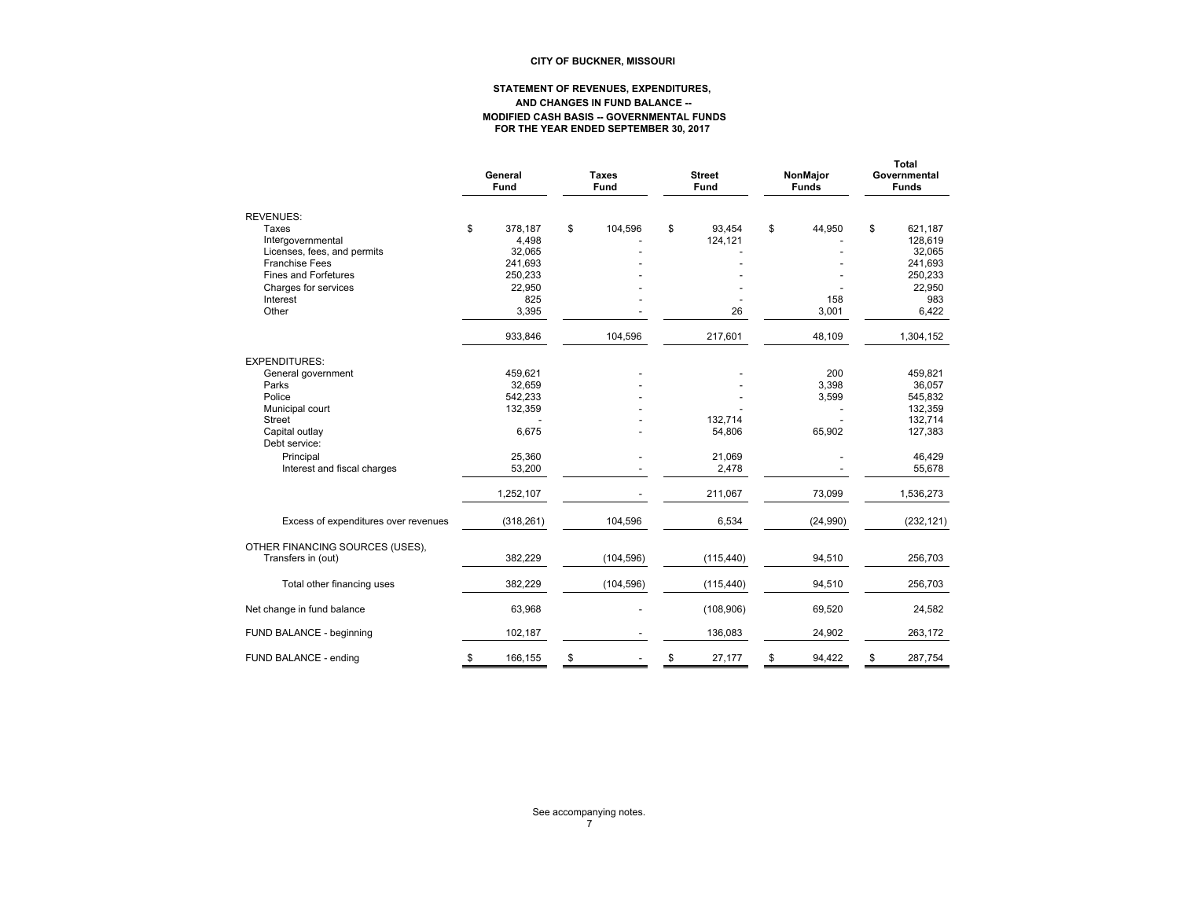# CITY OF BUCKNER, MISSOURI

## STATEMENT OF REVENUES, EXPENDITURES, AND CHANGES IN FUND BALANCE -- MODIFIED CASH BASIS -- GOVERNMENTAL FUNDS FOR THE YEAR ENDED SEPTEMBER 30, 2017

| | General Fund | Taxes Fund | Street Fund | NonMajor Funds | Total Governmental Funds |
|---|---|---|---|---|---|
| REVENUES: | | | | | |
| Taxes | $ 378,187 | $ 104,596 | $ 93,454 | $ 44,950 | $ 621,187 |
| Intergovernmental | 4,498 | - | 124,121 | - | 128,619 |
| Licenses, fees, and permits | 32,065 | - | - | - | 32,065 |
| Franchise Fees | 241,693 | - | - | - | 241,693 |
| Fines and Forfetures | 250,233 | - | - | - | 250,233 |
| Charges for services | 22,950 | - | - | - | 22,950 |
| Interest | 825 | - | - | 158 | 983 |
| Other | 3,395 | - | 26 | 3,001 | 6,422 |
| | 933,846 | 104,596 | 217,601 | 48,109 | 1,304,152 |
| EXPENDITURES: | | | | | |
| General government | 459,621 | - | - | 200 | 459,821 |
| Parks | 32,659 | - | - | 3,398 | 36,057 |
| Police | 542,233 | - | - | 3,599 | 545,832 |
| Municipal court | 132,359 | - | - | - | 132,359 |
| Street | - | - | 132,714 | - | 132,714 |
| Capital outlay | 6,675 | - | 54,806 | 65,902 | 127,383 |
| Debt service: | | | | | |
| Principal | 25,360 | - | 21,069 | - | 46,429 |
| Interest and fiscal charges | 53,200 | - | 2,478 | - | 55,678 |
| | 1,252,107 | - | 211,067 | 73,099 | 1,536,273 |
| Excess of expenditures over revenues | (318,261) | 104,596 | 6,534 | (24,990) | (232,121) |
| OTHER FINANCING SOURCES (USES), | | | | | |
| Transfers in (out) | 382,229 | (104,596) | (115,440) | 94,510 | 256,703 |
| Total other financing uses | 382,229 | (104,596) | (115,440) | 94,510 | 256,703 |
| Net change in fund balance | 63,968 | - | (108,906) | 69,520 | 24,582 |
| FUND BALANCE - beginning | 102,187 | - | 136,083 | 24,902 | 263,172 |
| FUND BALANCE - ending | $ 166,155 | $ - | $ 27,177 | $ 94,422 | $ 287,754 |

See accompanying notes.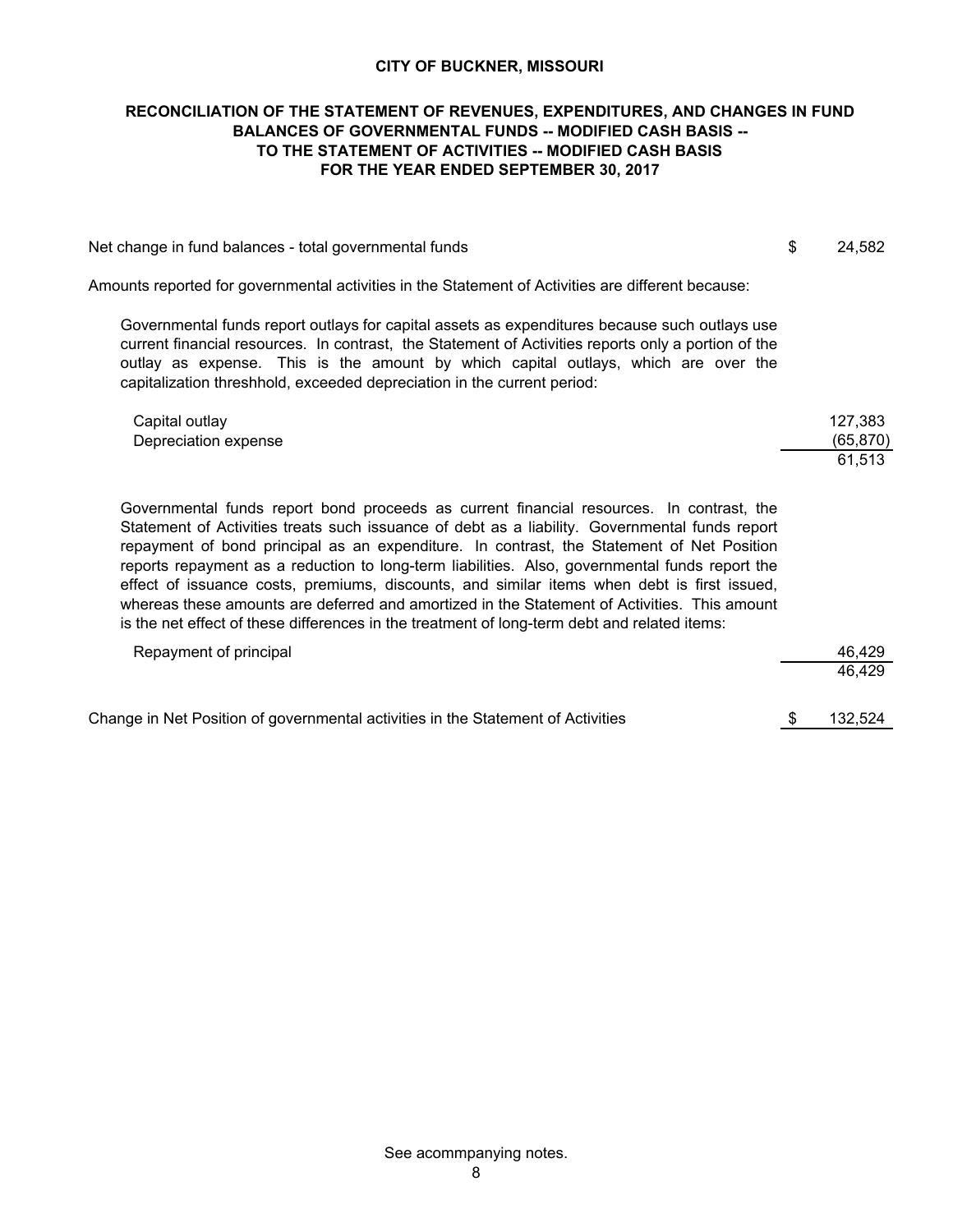**CITY OF BUCKNER, MISSOURI**

**RECONCILIATION OF THE STATEMENT OF REVENUES, EXPENDITURES, AND CHANGES IN FUND BALANCES OF GOVERNMENTAL FUNDS -- MODIFIED CASH BASIS -- TO THE STATEMENT OF ACTIVITIES -- MODIFIED CASH BASIS FOR THE YEAR ENDED SEPTEMBER 30, 2017**

| | |
|---|---|
| Net change in fund balances - total governmental funds | $ 24,582 |
| Amounts reported for governmental activities in the Statement of Activities are different because: | |
| Governmental funds report outlays for capital assets as expenditures because such outlays use current financial resources. In contrast, the Statement of Activities reports only a portion of the outlay as expense. This is the amount by which capital outlays, which are over the capitalization threshhold, exceeded depreciation in the current period: | |
| Capital outlay | 127,383 |
| Depreciation expense | (65,870) |
| | 61,513 |
| Governmental funds report bond proceeds as current financial resources. In contrast, the Statement of Activities treats such issuance of debt as a liability. Governmental funds report repayment of bond principal as an expenditure. In contrast, the Statement of Net Position reports repayment as a reduction to long-term liabilities. Also, governmental funds report the effect of issuance costs, premiums, discounts, and similar items when debt is first issued, whereas these amounts are deferred and amortized in the Statement of Activities. This amount is the net effect of these differences in the treatment of long-term debt and related items: | |
| Repayment of principal | 46,429 |
| | 46,429 |
| Change in Net Position of governmental activities in the Statement of Activities | $ 132,524 |

See acommpanying notes.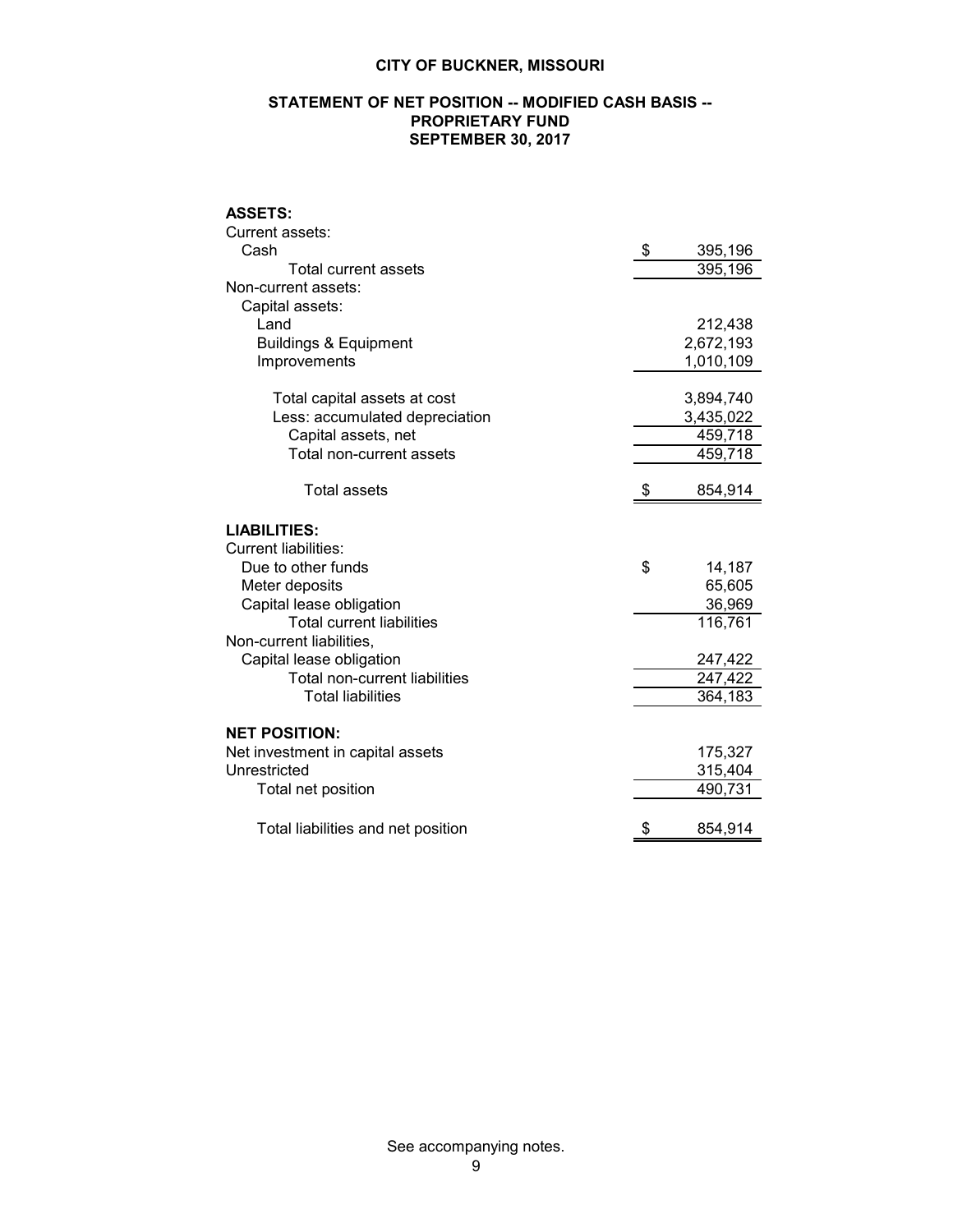# CITY OF BUCKNER, MISSOURI

## STATEMENT OF NET POSITION -- MODIFIED CASH BASIS -- PROPRIETARY FUND SEPTEMBER 30, 2017

| | |
|---|---|
| **ASSETS:** | |
| Current assets: | |
| Cash | $ 395,196 |
| Total current assets | 395,196 |
| Non-current assets: | |
| Capital assets: | |
| Land | 212,438 |
| Buildings & Equipment | 2,672,193 |
| Improvements | 1,010,109 |
| Total capital assets at cost | 3,894,740 |
| Less: accumulated depreciation | 3,435,022 |
| Capital assets, net | 459,718 |
| Total non-current assets | 459,718 |
| Total assets | $ 854,914 |
| **LIABILITIES:** | |
| Current liabilities: | |
| Due to other funds | $ 14,187 |
| Meter deposits | 65,605 |
| Capital lease obligation | 36,969 |
| Total current liabilities | 116,761 |
| Non-current liabilities, | |
| Capital lease obligation | 247,422 |
| Total non-current liabilities | 247,422 |
| Total liabilities | 364,183 |
| **NET POSITION:** | |
| Net investment in capital assets | 175,327 |
| Unrestricted | 315,404 |
| Total net position | 490,731 |
| Total liabilities and net position | $ 854,914 |

See accompanying notes.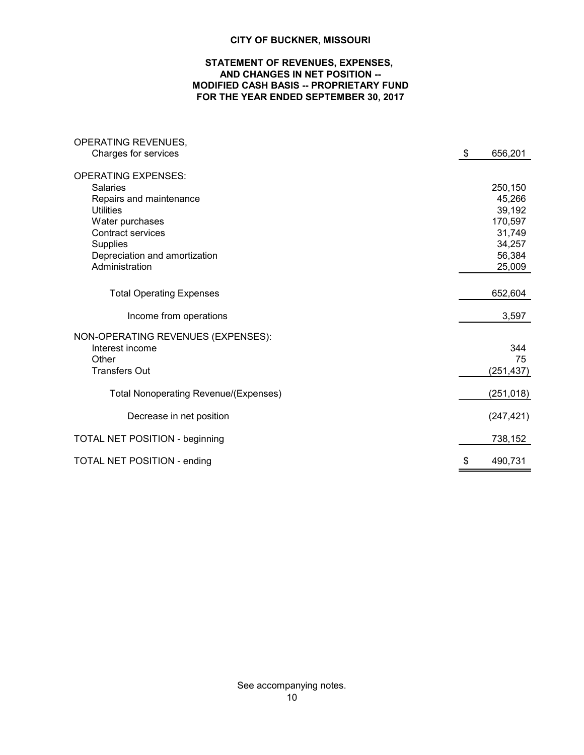# CITY OF BUCKNER, MISSOURI

## STATEMENT OF REVENUES, EXPENSES, AND CHANGES IN NET POSITION -- MODIFIED CASH BASIS -- PROPRIETARY FUND FOR THE YEAR ENDED SEPTEMBER 30, 2017

| | |
|---|---|
| OPERATING REVENUES, | |
| Charges for services | $ 656,201 |
| OPERATING EXPENSES: | |
| Salaries | 250,150 |
| Repairs and maintenance | 45,266 |
| Utilities | 39,192 |
| Water purchases | 170,597 |
| Contract services | 31,749 |
| Supplies | 34,257 |
| Depreciation and amortization | 56,384 |
| Administration | 25,009 |
| Total Operating Expenses | 652,604 |
| Income from operations | 3,597 |
| NON-OPERATING REVENUES (EXPENSES): | |
| Interest income | 344 |
| Other | 75 |
| Transfers Out | (251,437) |
| Total Nonoperating Revenue/(Expenses) | (251,018) |
| Decrease in net position | (247,421) |
| TOTAL NET POSITION - beginning | 738,152 |
| TOTAL NET POSITION - ending | $ 490,731 |

See accompanying notes.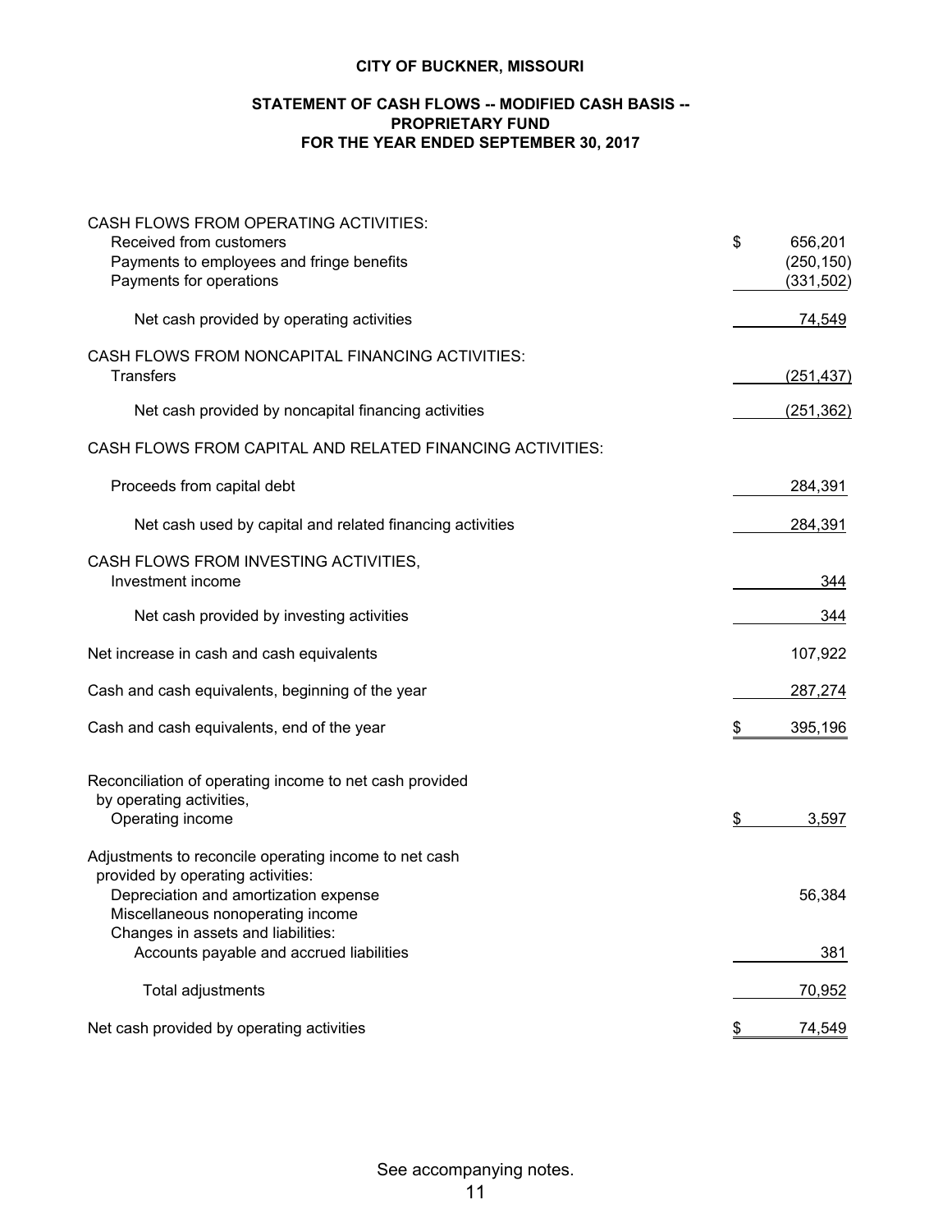**CITY OF BUCKNER, MISSOURI**

**STATEMENT OF CASH FLOWS -- MODIFIED CASH BASIS --**
**PROPRIETARY FUND**
**FOR THE YEAR ENDED SEPTEMBER 30, 2017**

| | |
|---|---|
| CASH FLOWS FROM OPERATING ACTIVITIES: | |
| Received from customers | $ 656,201 |
| Payments to employees and fringe benefits | (250,150) |
| Payments for operations | (331,502) |
| Net cash provided by operating activities | 74,549 |
| CASH FLOWS FROM NONCAPITAL FINANCING ACTIVITIES: | |
| Transfers | (251,437) |
| Net cash provided by noncapital financing activities | (251,362) |
| CASH FLOWS FROM CAPITAL AND RELATED FINANCING ACTIVITIES: | |
| Proceeds from capital debt | 284,391 |
| Net cash used by capital and related financing activities | 284,391 |
| CASH FLOWS FROM INVESTING ACTIVITIES, | |
| Investment income | 344 |
| Net cash provided by investing activities | 344 |
| Net increase in cash and cash equivalents | 107,922 |
| Cash and cash equivalents, beginning of the year | 287,274 |
| Cash and cash equivalents, end of the year | $ 395,196 |
| | |
| Reconciliation of operating income to net cash provided by operating activities, | |
| Operating income | $ 3,597 |
| Adjustments to reconcile operating income to net cash provided by operating activities: | |
| Depreciation and amortization expense | 56,384 |
| Miscellaneous nonoperating income | |
| Changes in assets and liabilities: | |
| Accounts payable and accrued liabilities | 381 |
| Total adjustments | 70,952 |
| Net cash provided by operating activities | $ 74,549 |

See accompanying notes.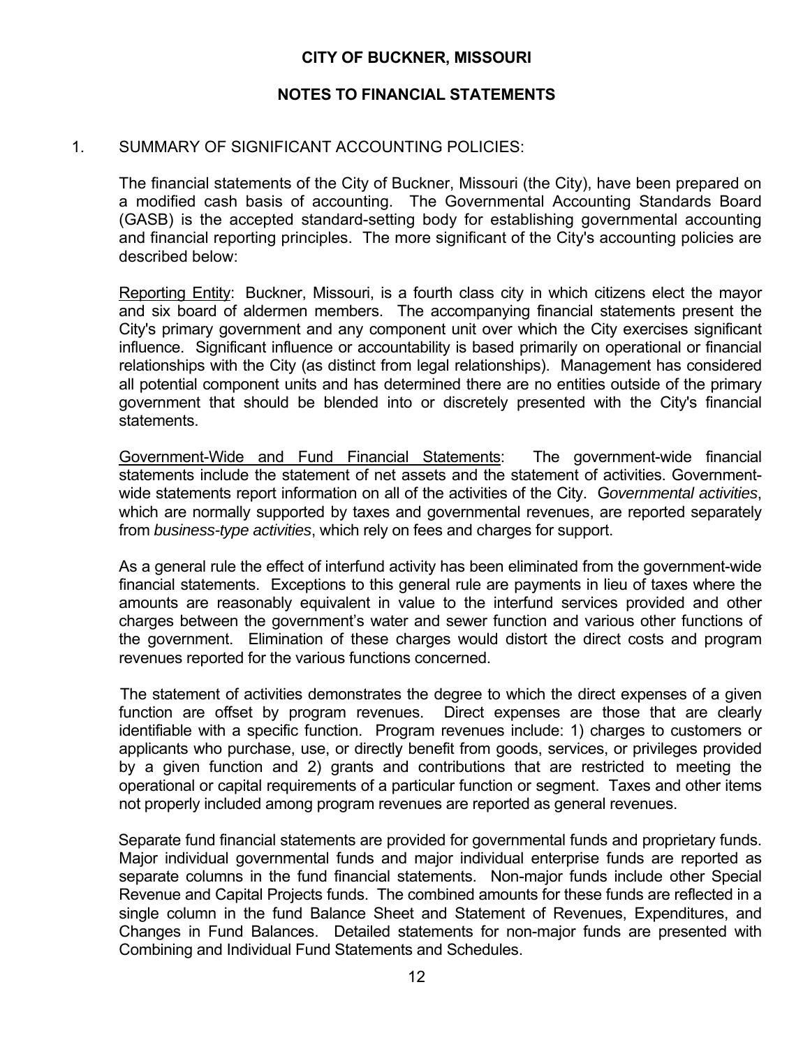# CITY OF BUCKNER, MISSOURI

## NOTES TO FINANCIAL STATEMENTS

1. SUMMARY OF SIGNIFICANT ACCOUNTING POLICIES:

The financial statements of the City of Buckner, Missouri (the City), have been prepared on a modified cash basis of accounting. The Governmental Accounting Standards Board (GASB) is the accepted standard-setting body for establishing governmental accounting and financial reporting principles. The more significant of the City's accounting policies are described below:

Reporting Entity: Buckner, Missouri, is a fourth class city in which citizens elect the mayor and six board of aldermen members. The accompanying financial statements present the City's primary government and any component unit over which the City exercises significant influence. Significant influence or accountability is based primarily on operational or financial relationships with the City (as distinct from legal relationships). Management has considered all potential component units and has determined there are no entities outside of the primary government that should be blended into or discretely presented with the City's financial statements.

Government-Wide and Fund Financial Statements: The government-wide financial statements include the statement of net assets and the statement of activities. Government-wide statements report information on all of the activities of the City. G*overnmental activities*, which are normally supported by taxes and governmental revenues, are reported separately from *business-type activities*, which rely on fees and charges for support.

As a general rule the effect of interfund activity has been eliminated from the government-wide financial statements. Exceptions to this general rule are payments in lieu of taxes where the amounts are reasonably equivalent in value to the interfund services provided and other charges between the government's water and sewer function and various other functions of the government. Elimination of these charges would distort the direct costs and program revenues reported for the various functions concerned.

The statement of activities demonstrates the degree to which the direct expenses of a given function are offset by program revenues. Direct expenses are those that are clearly identifiable with a specific function. Program revenues include: 1) charges to customers or applicants who purchase, use, or directly benefit from goods, services, or privileges provided by a given function and 2) grants and contributions that are restricted to meeting the operational or capital requirements of a particular function or segment. Taxes and other items not properly included among program revenues are reported as general revenues.

Separate fund financial statements are provided for governmental funds and proprietary funds. Major individual governmental funds and major individual enterprise funds are reported as separate columns in the fund financial statements. Non-major funds include other Special Revenue and Capital Projects funds. The combined amounts for these funds are reflected in a single column in the fund Balance Sheet and Statement of Revenues, Expenditures, and Changes in Fund Balances. Detailed statements for non-major funds are presented with Combining and Individual Fund Statements and Schedules.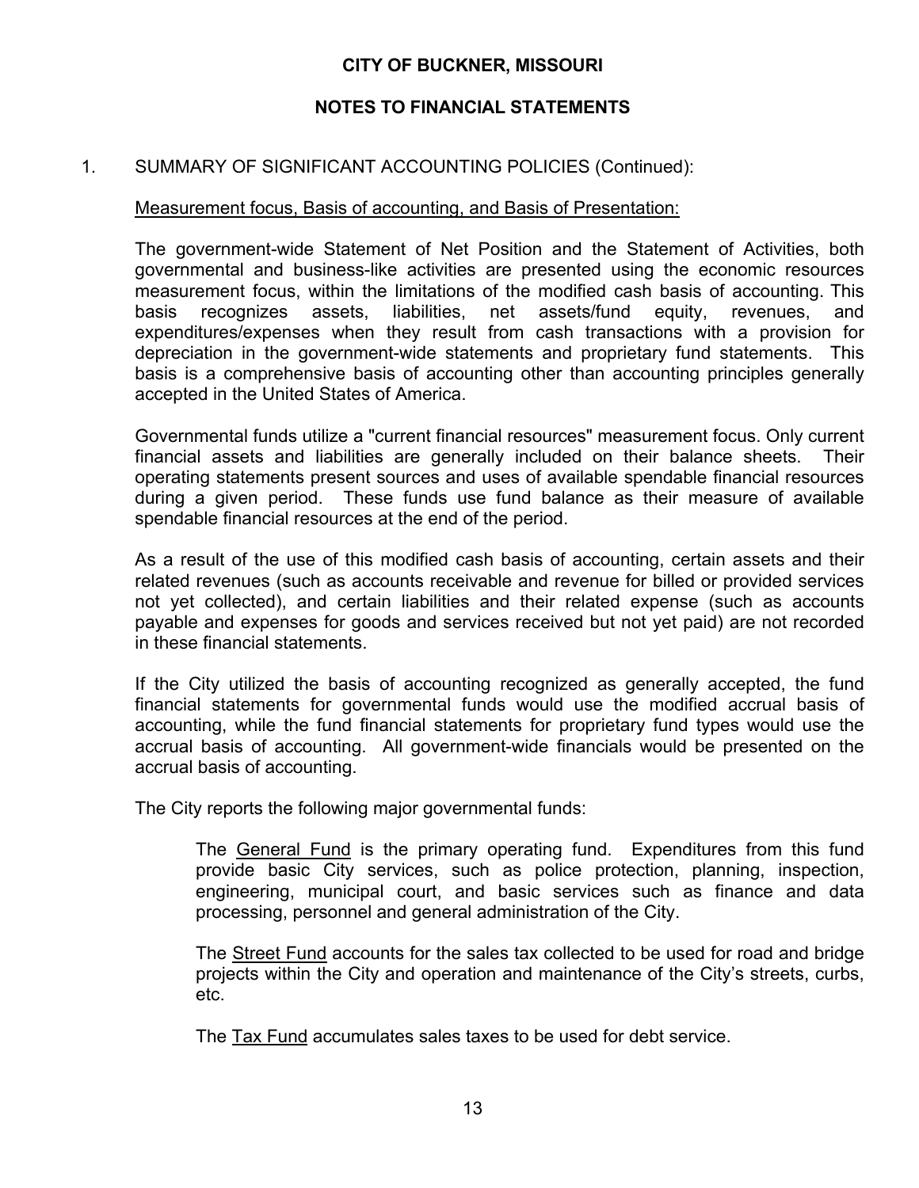**CITY OF BUCKNER, MISSOURI**

**NOTES TO FINANCIAL STATEMENTS**

1. SUMMARY OF SIGNIFICANT ACCOUNTING POLICIES (Continued):

Measurement focus, Basis of accounting, and Basis of Presentation:

The government-wide Statement of Net Position and the Statement of Activities, both governmental and business-like activities are presented using the economic resources measurement focus, within the limitations of the modified cash basis of accounting. This basis recognizes assets, liabilities, net assets/fund equity, revenues, and expenditures/expenses when they result from cash transactions with a provision for depreciation in the government-wide statements and proprietary fund statements. This basis is a comprehensive basis of accounting other than accounting principles generally accepted in the United States of America.

Governmental funds utilize a "current financial resources" measurement focus. Only current financial assets and liabilities are generally included on their balance sheets. Their operating statements present sources and uses of available spendable financial resources during a given period. These funds use fund balance as their measure of available spendable financial resources at the end of the period.

As a result of the use of this modified cash basis of accounting, certain assets and their related revenues (such as accounts receivable and revenue for billed or provided services not yet collected), and certain liabilities and their related expense (such as accounts payable and expenses for goods and services received but not yet paid) are not recorded in these financial statements.

If the City utilized the basis of accounting recognized as generally accepted, the fund financial statements for governmental funds would use the modified accrual basis of accounting, while the fund financial statements for proprietary fund types would use the accrual basis of accounting. All government-wide financials would be presented on the accrual basis of accounting.

The City reports the following major governmental funds:

The General Fund is the primary operating fund. Expenditures from this fund provide basic City services, such as police protection, planning, inspection, engineering, municipal court, and basic services such as finance and data processing, personnel and general administration of the City.

The Street Fund accounts for the sales tax collected to be used for road and bridge projects within the City and operation and maintenance of the City's streets, curbs, etc.

The Tax Fund accumulates sales taxes to be used for debt service.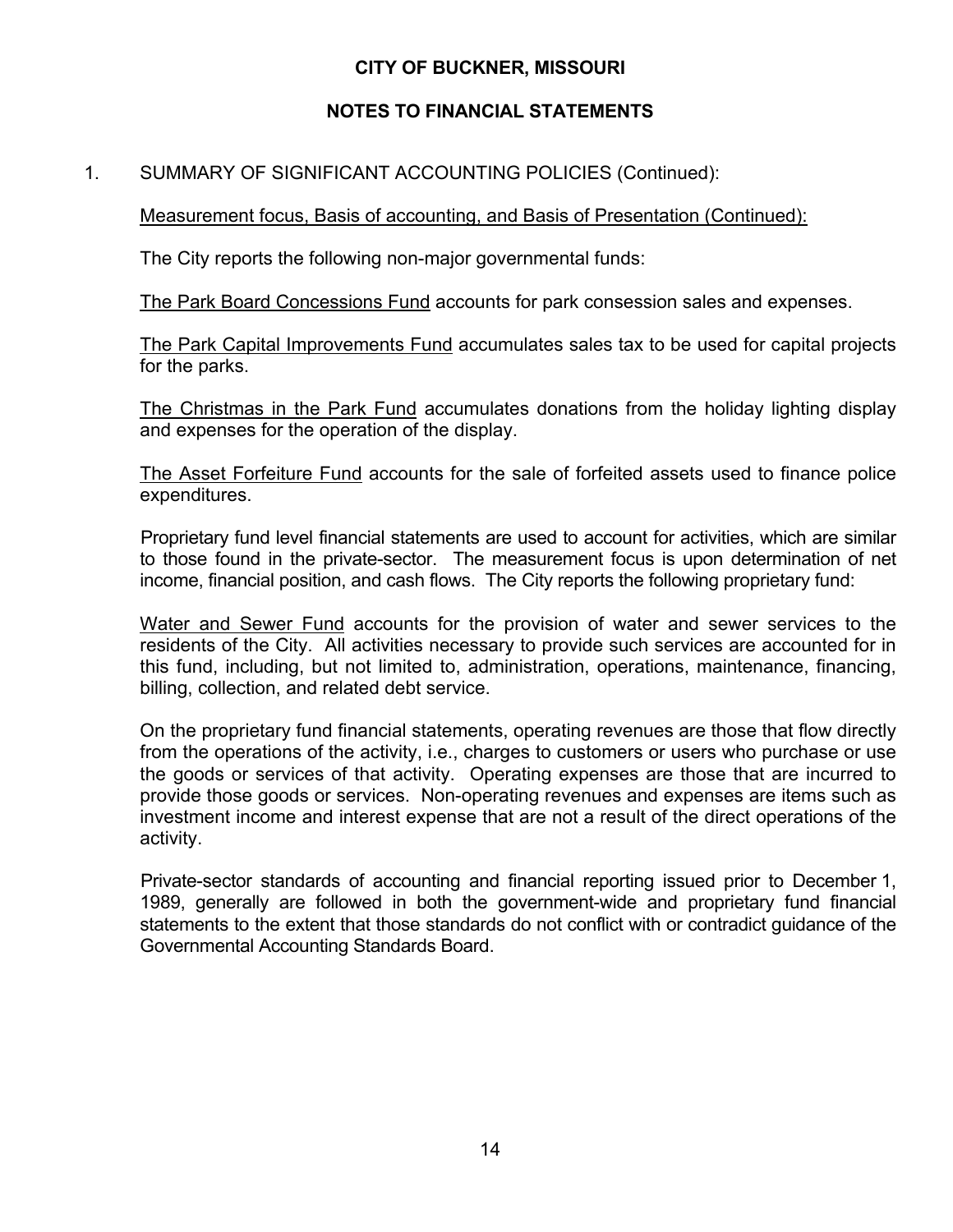**CITY OF BUCKNER, MISSOURI**

**NOTES TO FINANCIAL STATEMENTS**

1. SUMMARY OF SIGNIFICANT ACCOUNTING POLICIES (Continued):

Measurement focus, Basis of accounting, and Basis of Presentation (Continued):

The City reports the following non-major governmental funds:

The Park Board Concessions Fund accounts for park consession sales and expenses.

The Park Capital Improvements Fund accumulates sales tax to be used for capital projects for the parks.

The Christmas in the Park Fund accumulates donations from the holiday lighting display and expenses for the operation of the display.

The Asset Forfeiture Fund accounts for the sale of forfeited assets used to finance police expenditures.

Proprietary fund level financial statements are used to account for activities, which are similar to those found in the private-sector. The measurement focus is upon determination of net income, financial position, and cash flows. The City reports the following proprietary fund:

Water and Sewer Fund accounts for the provision of water and sewer services to the residents of the City. All activities necessary to provide such services are accounted for in this fund, including, but not limited to, administration, operations, maintenance, financing, billing, collection, and related debt service.

On the proprietary fund financial statements, operating revenues are those that flow directly from the operations of the activity, i.e., charges to customers or users who purchase or use the goods or services of that activity. Operating expenses are those that are incurred to provide those goods or services. Non-operating revenues and expenses are items such as investment income and interest expense that are not a result of the direct operations of the activity.

Private-sector standards of accounting and financial reporting issued prior to December 1, 1989, generally are followed in both the government-wide and proprietary fund financial statements to the extent that those standards do not conflict with or contradict guidance of the Governmental Accounting Standards Board.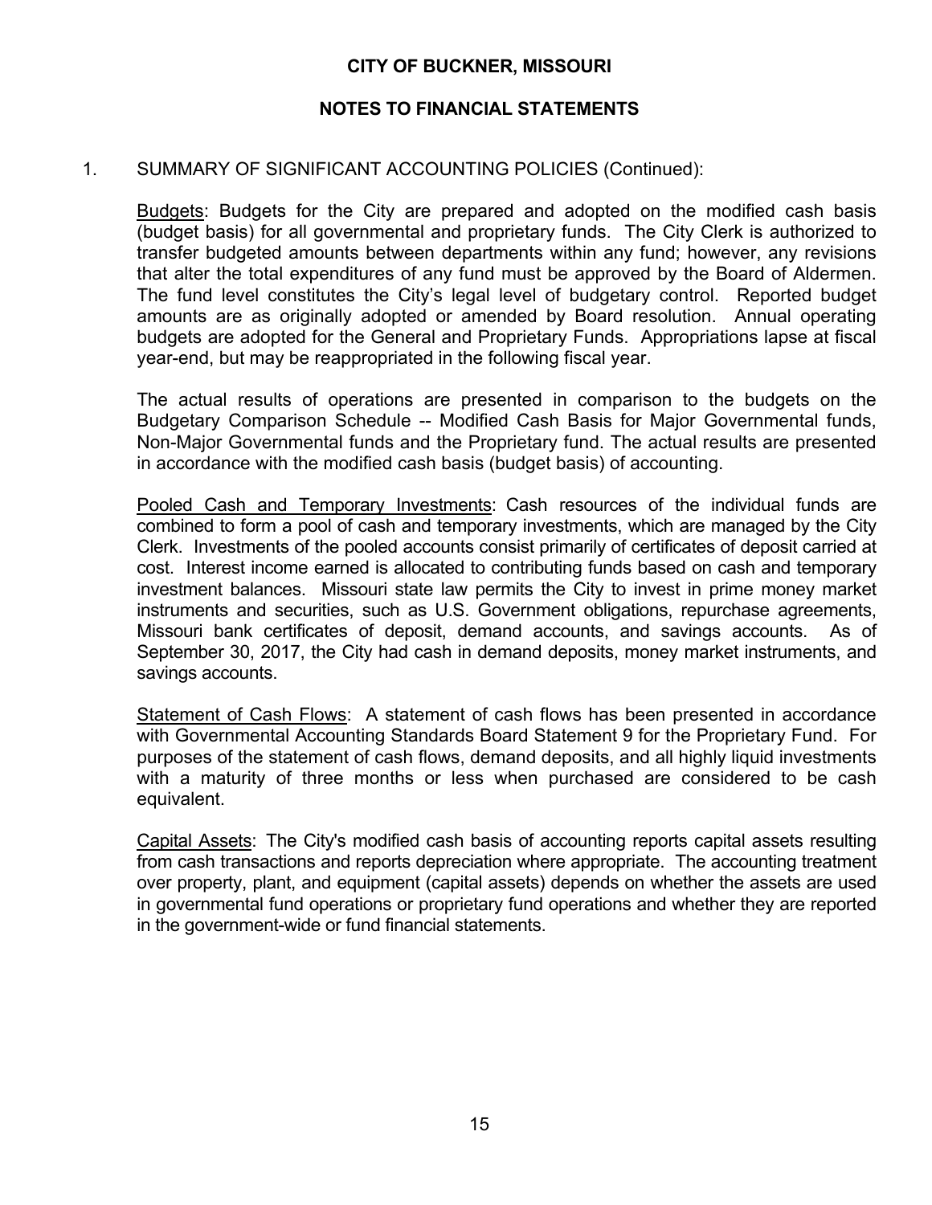**CITY OF BUCKNER, MISSOURI**

**NOTES TO FINANCIAL STATEMENTS**

1. SUMMARY OF SIGNIFICANT ACCOUNTING POLICIES (Continued):

Budgets: Budgets for the City are prepared and adopted on the modified cash basis (budget basis) for all governmental and proprietary funds. The City Clerk is authorized to transfer budgeted amounts between departments within any fund; however, any revisions that alter the total expenditures of any fund must be approved by the Board of Aldermen. The fund level constitutes the City's legal level of budgetary control. Reported budget amounts are as originally adopted or amended by Board resolution. Annual operating budgets are adopted for the General and Proprietary Funds. Appropriations lapse at fiscal year-end, but may be reappropriated in the following fiscal year.

The actual results of operations are presented in comparison to the budgets on the Budgetary Comparison Schedule -- Modified Cash Basis for Major Governmental funds, Non-Major Governmental funds and the Proprietary fund. The actual results are presented in accordance with the modified cash basis (budget basis) of accounting.

Pooled Cash and Temporary Investments: Cash resources of the individual funds are combined to form a pool of cash and temporary investments, which are managed by the City Clerk. Investments of the pooled accounts consist primarily of certificates of deposit carried at cost. Interest income earned is allocated to contributing funds based on cash and temporary investment balances. Missouri state law permits the City to invest in prime money market instruments and securities, such as U.S. Government obligations, repurchase agreements, Missouri bank certificates of deposit, demand accounts, and savings accounts. As of September 30, 2017, the City had cash in demand deposits, money market instruments, and savings accounts.

Statement of Cash Flows: A statement of cash flows has been presented in accordance with Governmental Accounting Standards Board Statement 9 for the Proprietary Fund. For purposes of the statement of cash flows, demand deposits, and all highly liquid investments with a maturity of three months or less when purchased are considered to be cash equivalent.

Capital Assets: The City's modified cash basis of accounting reports capital assets resulting from cash transactions and reports depreciation where appropriate. The accounting treatment over property, plant, and equipment (capital assets) depends on whether the assets are used in governmental fund operations or proprietary fund operations and whether they are reported in the government-wide or fund financial statements.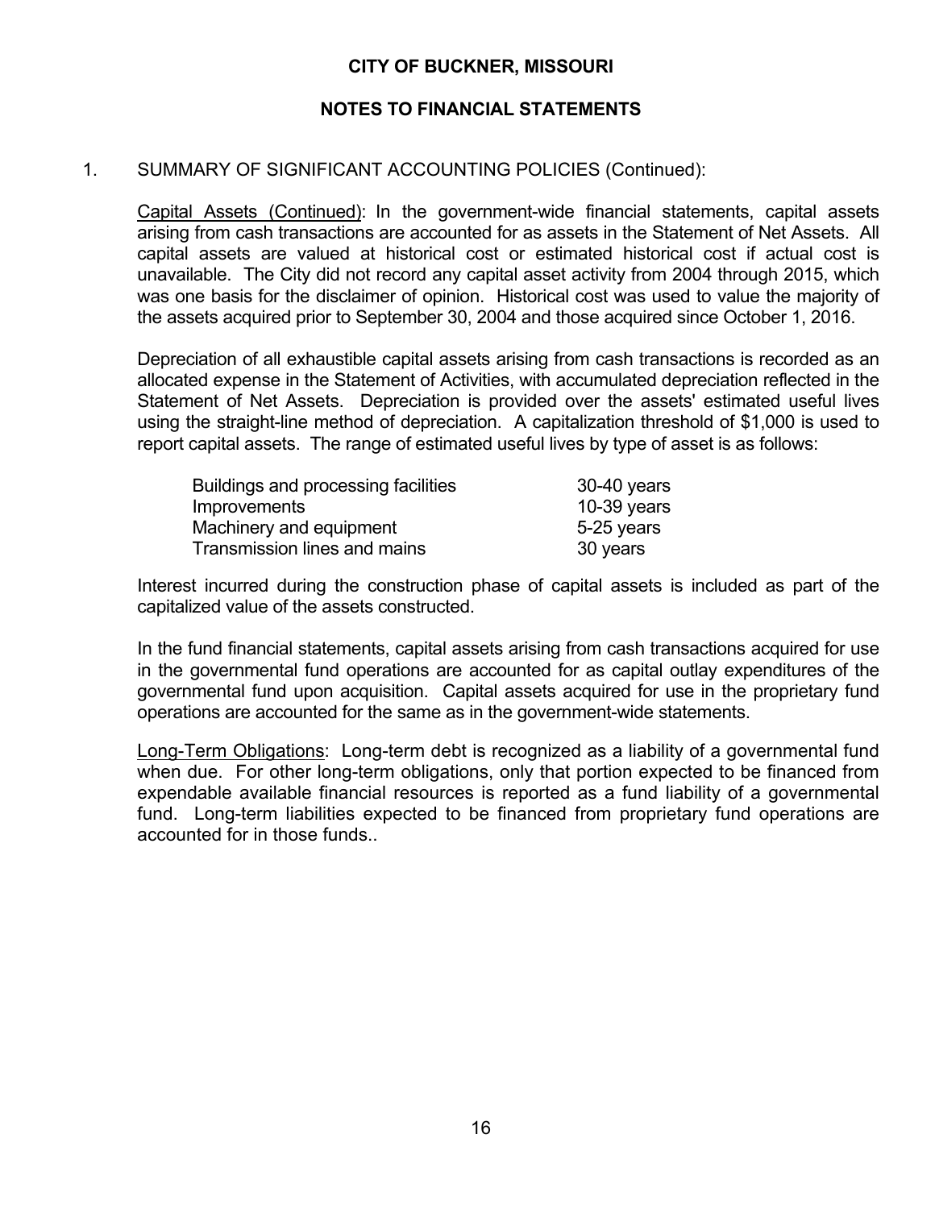# CITY OF BUCKNER, MISSOURI

## NOTES TO FINANCIAL STATEMENTS

1. SUMMARY OF SIGNIFICANT ACCOUNTING POLICIES (Continued):

Capital Assets (Continued): In the government-wide financial statements, capital assets arising from cash transactions are accounted for as assets in the Statement of Net Assets. All capital assets are valued at historical cost or estimated historical cost if actual cost is unavailable. The City did not record any capital asset activity from 2004 through 2015, which was one basis for the disclaimer of opinion. Historical cost was used to value the majority of the assets acquired prior to September 30, 2004 and those acquired since October 1, 2016.

Depreciation of all exhaustible capital assets arising from cash transactions is recorded as an allocated expense in the Statement of Activities, with accumulated depreciation reflected in the Statement of Net Assets. Depreciation is provided over the assets' estimated useful lives using the straight-line method of depreciation. A capitalization threshold of $1,000 is used to report capital assets. The range of estimated useful lives by type of asset is as follows:

| | |
|---|---|
| Buildings and processing facilities | 30-40 years |
| Improvements | 10-39 years |
| Machinery and equipment | 5-25 years |
| Transmission lines and mains | 30 years |

Interest incurred during the construction phase of capital assets is included as part of the capitalized value of the assets constructed.

In the fund financial statements, capital assets arising from cash transactions acquired for use in the governmental fund operations are accounted for as capital outlay expenditures of the governmental fund upon acquisition. Capital assets acquired for use in the proprietary fund operations are accounted for the same as in the government-wide statements.

Long-Term Obligations: Long-term debt is recognized as a liability of a governmental fund when due. For other long-term obligations, only that portion expected to be financed from expendable available financial resources is reported as a fund liability of a governmental fund. Long-term liabilities expected to be financed from proprietary fund operations are accounted for in those funds..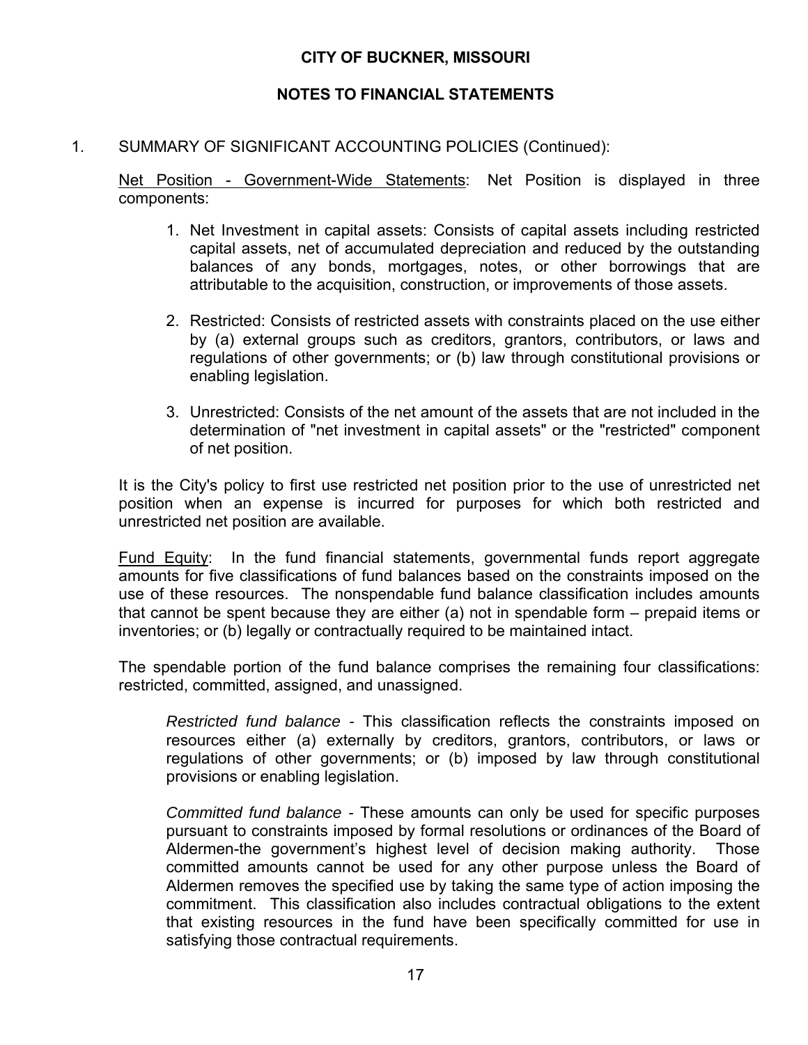**CITY OF BUCKNER, MISSOURI**

**NOTES TO FINANCIAL STATEMENTS**

1. SUMMARY OF SIGNIFICANT ACCOUNTING POLICIES (Continued):

Net Position - Government-Wide Statements: Net Position is displayed in three components:

1. Net Investment in capital assets: Consists of capital assets including restricted capital assets, net of accumulated depreciation and reduced by the outstanding balances of any bonds, mortgages, notes, or other borrowings that are attributable to the acquisition, construction, or improvements of those assets.

2. Restricted: Consists of restricted assets with constraints placed on the use either by (a) external groups such as creditors, grantors, contributors, or laws and regulations of other governments; or (b) law through constitutional provisions or enabling legislation.

3. Unrestricted: Consists of the net amount of the assets that are not included in the determination of "net investment in capital assets" or the "restricted" component of net position.

It is the City's policy to first use restricted net position prior to the use of unrestricted net position when an expense is incurred for purposes for which both restricted and unrestricted net position are available.

Fund Equity: In the fund financial statements, governmental funds report aggregate amounts for five classifications of fund balances based on the constraints imposed on the use of these resources. The nonspendable fund balance classification includes amounts that cannot be spent because they are either (a) not in spendable form – prepaid items or inventories; or (b) legally or contractually required to be maintained intact.

The spendable portion of the fund balance comprises the remaining four classifications: restricted, committed, assigned, and unassigned.

*Restricted fund balance -* This classification reflects the constraints imposed on resources either (a) externally by creditors, grantors, contributors, or laws or regulations of other governments; or (b) imposed by law through constitutional provisions or enabling legislation.

*Committed fund balance -* These amounts can only be used for specific purposes pursuant to constraints imposed by formal resolutions or ordinances of the Board of Aldermen-the government's highest level of decision making authority. Those committed amounts cannot be used for any other purpose unless the Board of Aldermen removes the specified use by taking the same type of action imposing the commitment. This classification also includes contractual obligations to the extent that existing resources in the fund have been specifically committed for use in satisfying those contractual requirements.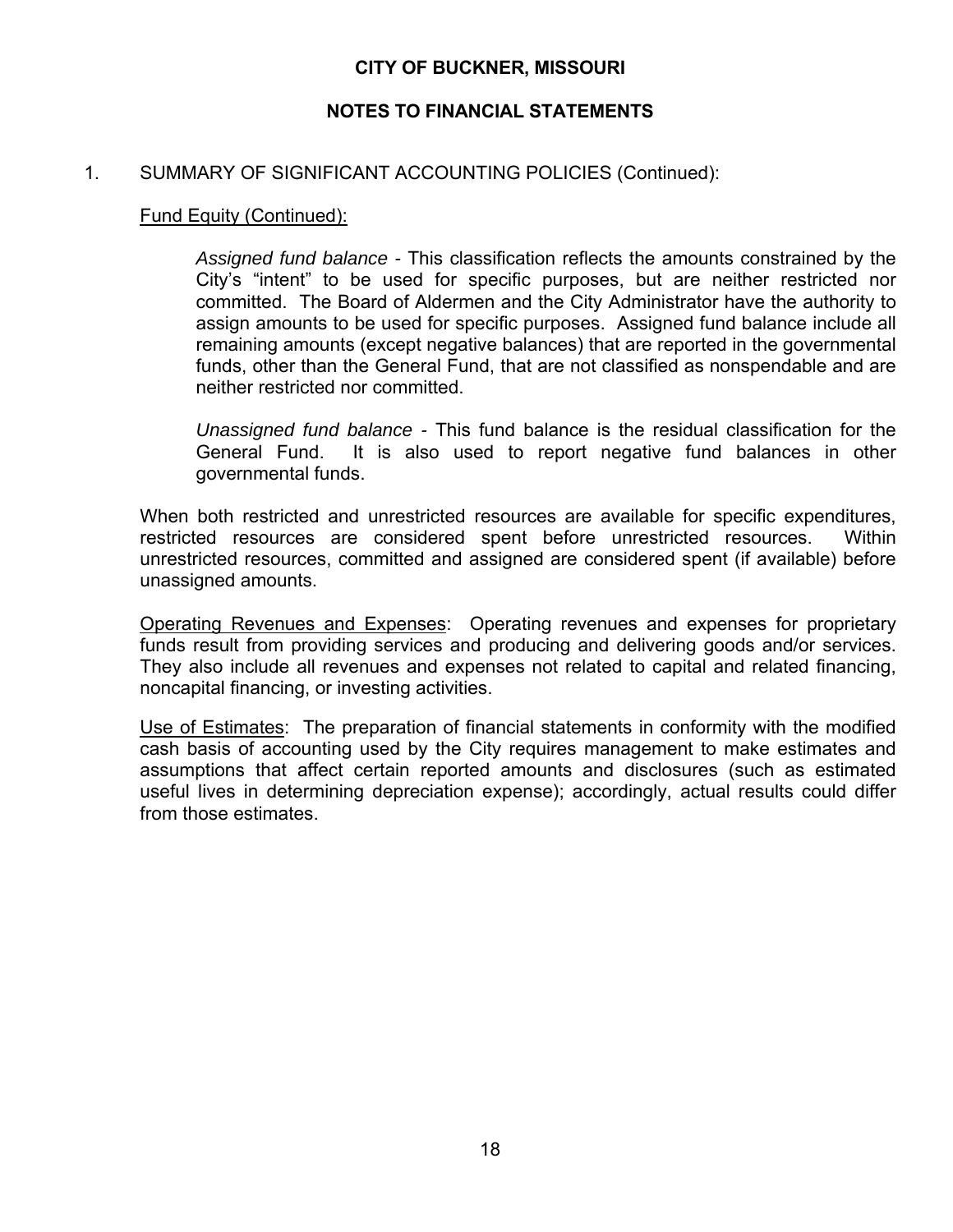# CITY OF BUCKNER, MISSOURI

## NOTES TO FINANCIAL STATEMENTS

1. SUMMARY OF SIGNIFICANT ACCOUNTING POLICIES (Continued):

Fund Equity (Continued):

*Assigned fund balance* - This classification reflects the amounts constrained by the City's "intent" to be used for specific purposes, but are neither restricted nor committed. The Board of Aldermen and the City Administrator have the authority to assign amounts to be used for specific purposes. Assigned fund balance include all remaining amounts (except negative balances) that are reported in the governmental funds, other than the General Fund, that are not classified as nonspendable and are neither restricted nor committed.

*Unassigned fund balance* - This fund balance is the residual classification for the General Fund. It is also used to report negative fund balances in other governmental funds.

When both restricted and unrestricted resources are available for specific expenditures, restricted resources are considered spent before unrestricted resources. Within unrestricted resources, committed and assigned are considered spent (if available) before unassigned amounts.

Operating Revenues and Expenses: Operating revenues and expenses for proprietary funds result from providing services and producing and delivering goods and/or services. They also include all revenues and expenses not related to capital and related financing, noncapital financing, or investing activities.

Use of Estimates: The preparation of financial statements in conformity with the modified cash basis of accounting used by the City requires management to make estimates and assumptions that affect certain reported amounts and disclosures (such as estimated useful lives in determining depreciation expense); accordingly, actual results could differ from those estimates.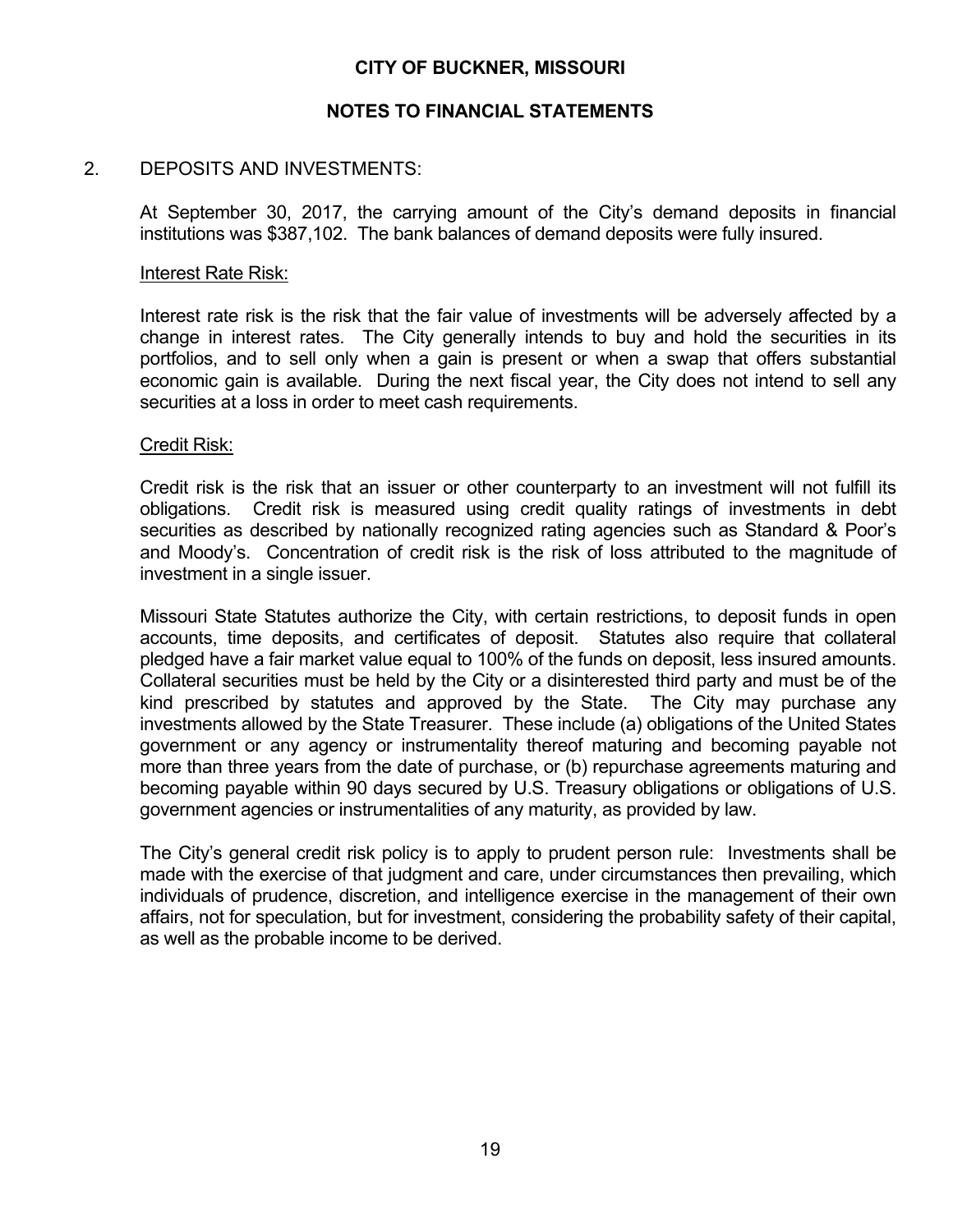**CITY OF BUCKNER, MISSOURI**

**NOTES TO FINANCIAL STATEMENTS**

## 2. DEPOSITS AND INVESTMENTS:

At September 30, 2017, the carrying amount of the City's demand deposits in financial institutions was $387,102. The bank balances of demand deposits were fully insured.

### Interest Rate Risk:

Interest rate risk is the risk that the fair value of investments will be adversely affected by a change in interest rates. The City generally intends to buy and hold the securities in its portfolios, and to sell only when a gain is present or when a swap that offers substantial economic gain is available. During the next fiscal year, the City does not intend to sell any securities at a loss in order to meet cash requirements.

### Credit Risk:

Credit risk is the risk that an issuer or other counterparty to an investment will not fulfill its obligations. Credit risk is measured using credit quality ratings of investments in debt securities as described by nationally recognized rating agencies such as Standard & Poor's and Moody's. Concentration of credit risk is the risk of loss attributed to the magnitude of investment in a single issuer.

Missouri State Statutes authorize the City, with certain restrictions, to deposit funds in open accounts, time deposits, and certificates of deposit. Statutes also require that collateral pledged have a fair market value equal to 100% of the funds on deposit, less insured amounts. Collateral securities must be held by the City or a disinterested third party and must be of the kind prescribed by statutes and approved by the State. The City may purchase any investments allowed by the State Treasurer. These include (a) obligations of the United States government or any agency or instrumentality thereof maturing and becoming payable not more than three years from the date of purchase, or (b) repurchase agreements maturing and becoming payable within 90 days secured by U.S. Treasury obligations or obligations of U.S. government agencies or instrumentalities of any maturity, as provided by law.

The City's general credit risk policy is to apply to prudent person rule: Investments shall be made with the exercise of that judgment and care, under circumstances then prevailing, which individuals of prudence, discretion, and intelligence exercise in the management of their own affairs, not for speculation, but for investment, considering the probability safety of their capital, as well as the probable income to be derived.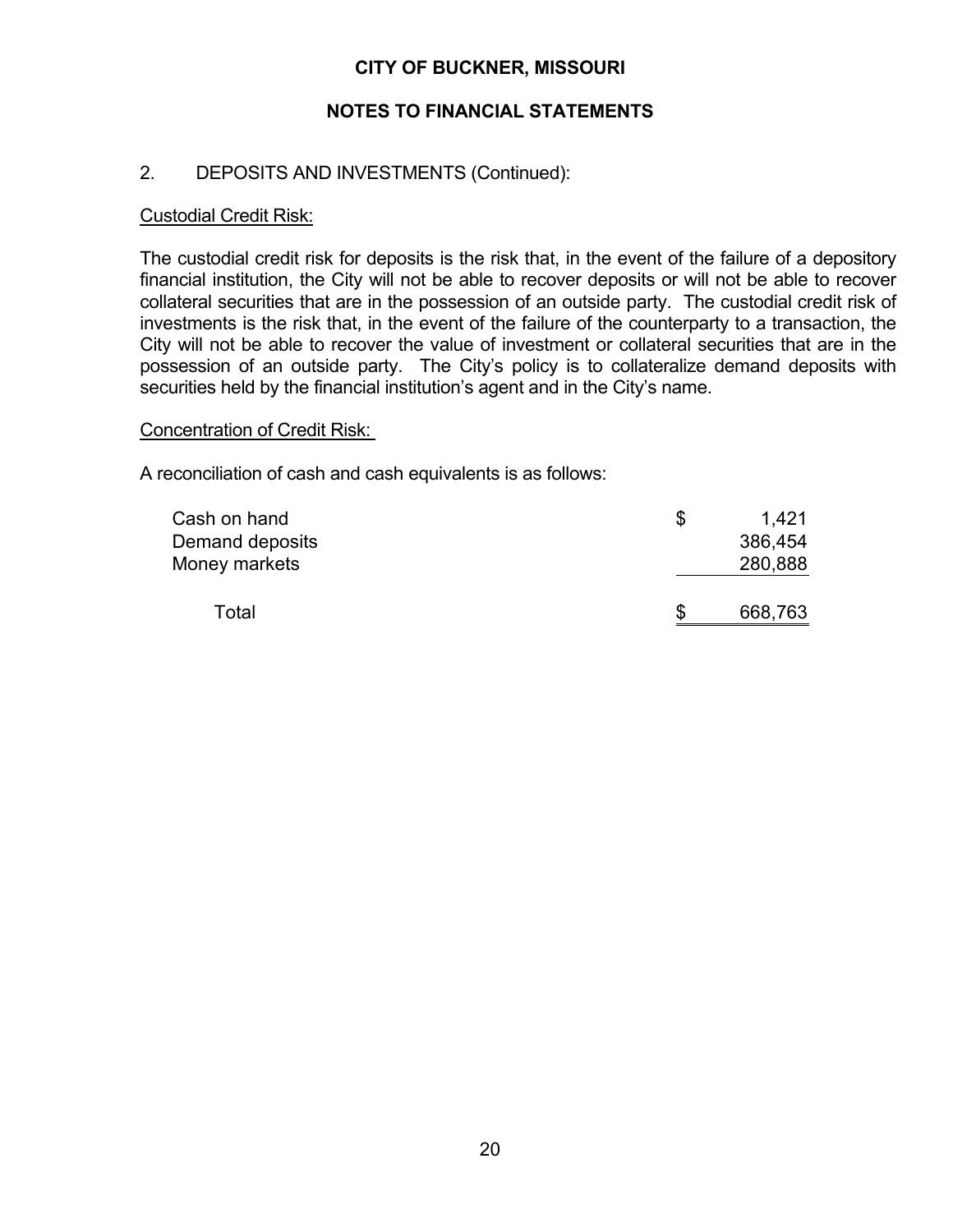# CITY OF BUCKNER, MISSOURI

## NOTES TO FINANCIAL STATEMENTS

2. DEPOSITS AND INVESTMENTS (Continued):

Custodial Credit Risk:

The custodial credit risk for deposits is the risk that, in the event of the failure of a depository financial institution, the City will not be able to recover deposits or will not be able to recover collateral securities that are in the possession of an outside party. The custodial credit risk of investments is the risk that, in the event of the failure of the counterparty to a transaction, the City will not be able to recover the value of investment or collateral securities that are in the possession of an outside party. The City's policy is to collateralize demand deposits with securities held by the financial institution's agent and in the City's name.

Concentration of Credit Risk:

A reconciliation of cash and cash equivalents is as follows:

| | | |
|---|---|---|
| Cash on hand | $ | 1,421 |
| Demand deposits | | 386,454 |
| Money markets | | 280,888 |
| Total | $ | 668,763 |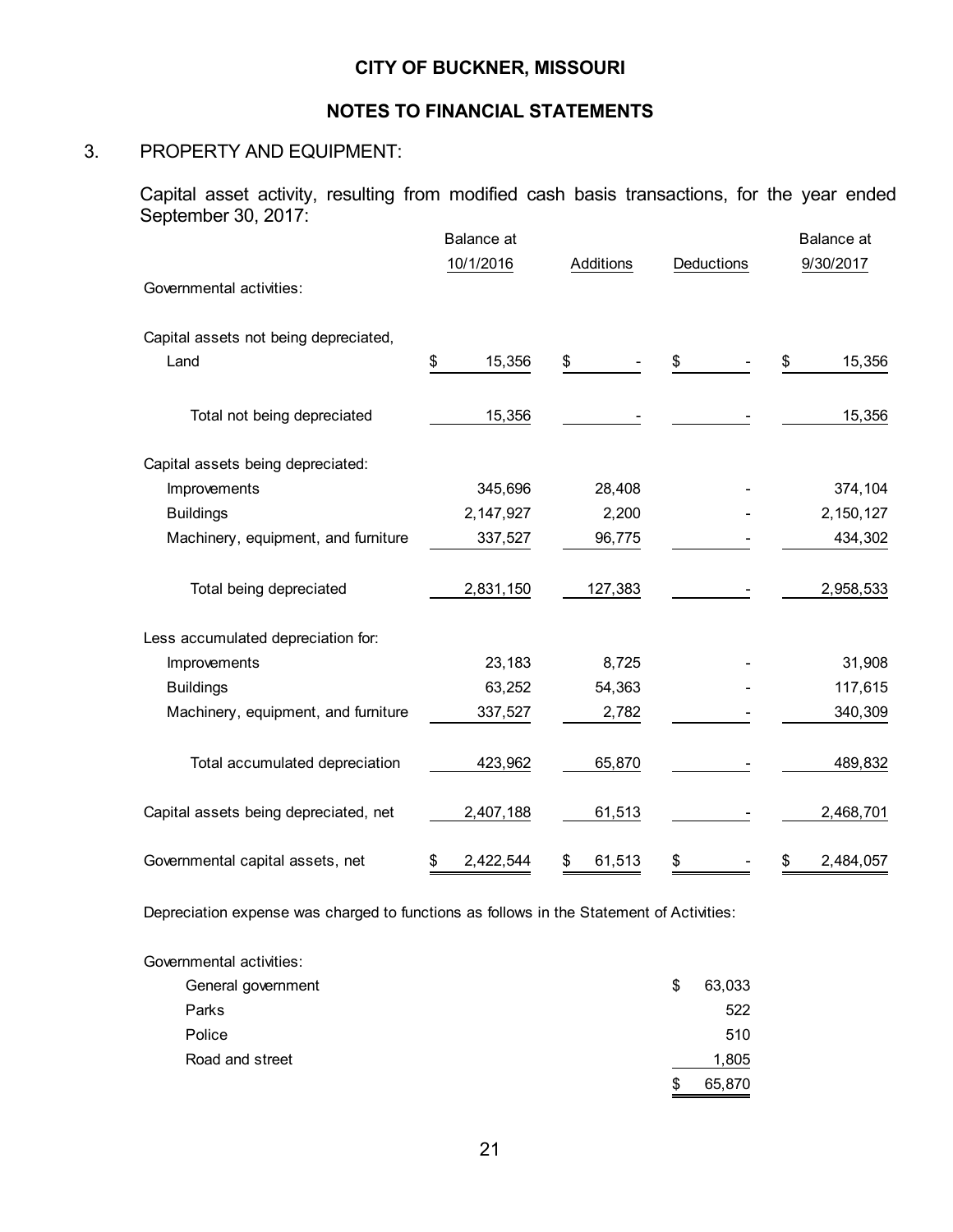# CITY OF BUCKNER, MISSOURI

## NOTES TO FINANCIAL STATEMENTS

### 3. PROPERTY AND EQUIPMENT:

Capital asset activity, resulting from modified cash basis transactions, for the year ended September 30, 2017:

| | Balance at 10/1/2016 | Additions | Deductions | Balance at 9/30/2017 |
|---|---|---|---|---|
| Governmental activities: | | | | |
| Capital assets not being depreciated, | | | | |
| Land | $ 15,356 | $ - | $ - | $ 15,356 |
| Total not being depreciated | 15,356 | - | - | 15,356 |
| Capital assets being depreciated: | | | | |
| Improvements | 345,696 | 28,408 | - | 374,104 |
| Buildings | 2,147,927 | 2,200 | - | 2,150,127 |
| Machinery, equipment, and furniture | 337,527 | 96,775 | - | 434,302 |
| Total being depreciated | 2,831,150 | 127,383 | - | 2,958,533 |
| Less accumulated depreciation for: | | | | |
| Improvements | 23,183 | 8,725 | - | 31,908 |
| Buildings | 63,252 | 54,363 | - | 117,615 |
| Machinery, equipment, and furniture | 337,527 | 2,782 | - | 340,309 |
| Total accumulated depreciation | 423,962 | 65,870 | - | 489,832 |
| Capital assets being depreciated, net | 2,407,188 | 61,513 | - | 2,468,701 |
| Governmental capital assets, net | $ 2,422,544 | $ 61,513 | $ - | $ 2,484,057 |

Depreciation expense was charged to functions as follows in the Statement of Activities:

| Governmental activities: | |
|---|---|
| General government | $ 63,033 |
| Parks | 522 |
| Police | 510 |
| Road and street | 1,805 |
| | $ 65,870 |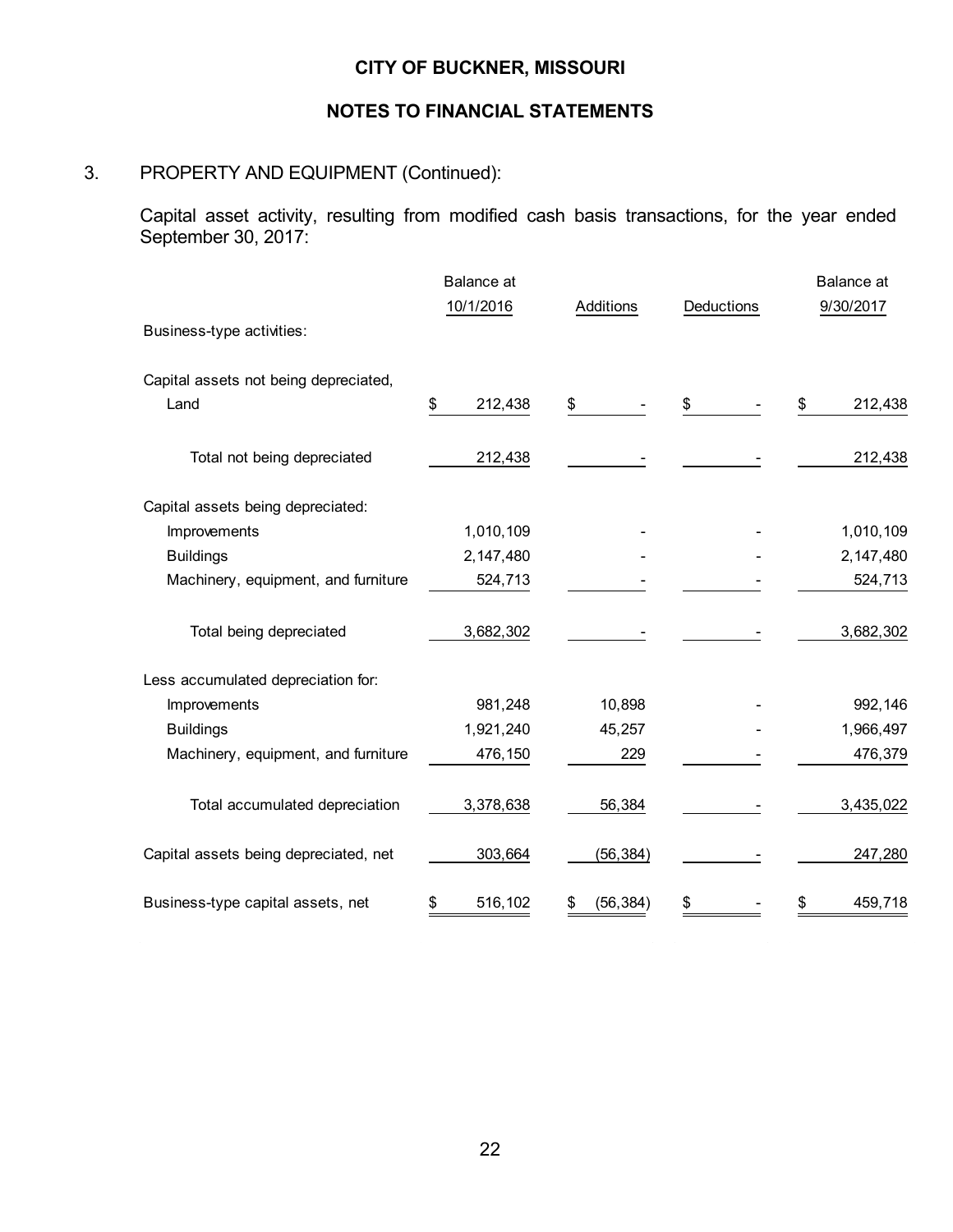**CITY OF BUCKNER, MISSOURI**

**NOTES TO FINANCIAL STATEMENTS**

3. PROPERTY AND EQUIPMENT (Continued):

Capital asset activity, resulting from modified cash basis transactions, for the year ended September 30, 2017:

| | Balance at 10/1/2016 | Additions | Deductions | Balance at 9/30/2017 |
|---|---|---|---|---|
| Business-type activities: | | | | |
| Capital assets not being depreciated, | | | | |
| Land | $ 212,438 | $ - | $ - | $ 212,438 |
| Total not being depreciated | 212,438 | - | - | 212,438 |
| Capital assets being depreciated: | | | | |
| Improvements | 1,010,109 | - | - | 1,010,109 |
| Buildings | 2,147,480 | - | - | 2,147,480 |
| Machinery, equipment, and furniture | 524,713 | - | - | 524,713 |
| Total being depreciated | 3,682,302 | - | - | 3,682,302 |
| Less accumulated depreciation for: | | | | |
| Improvements | 981,248 | 10,898 | - | 992,146 |
| Buildings | 1,921,240 | 45,257 | - | 1,966,497 |
| Machinery, equipment, and furniture | 476,150 | 229 | - | 476,379 |
| Total accumulated depreciation | 3,378,638 | 56,384 | - | 3,435,022 |
| Capital assets being depreciated, net | 303,664 | (56,384) | - | 247,280 |
| Business-type capital assets, net | $ 516,102 | $ (56,384) | $ - | $ 459,718 |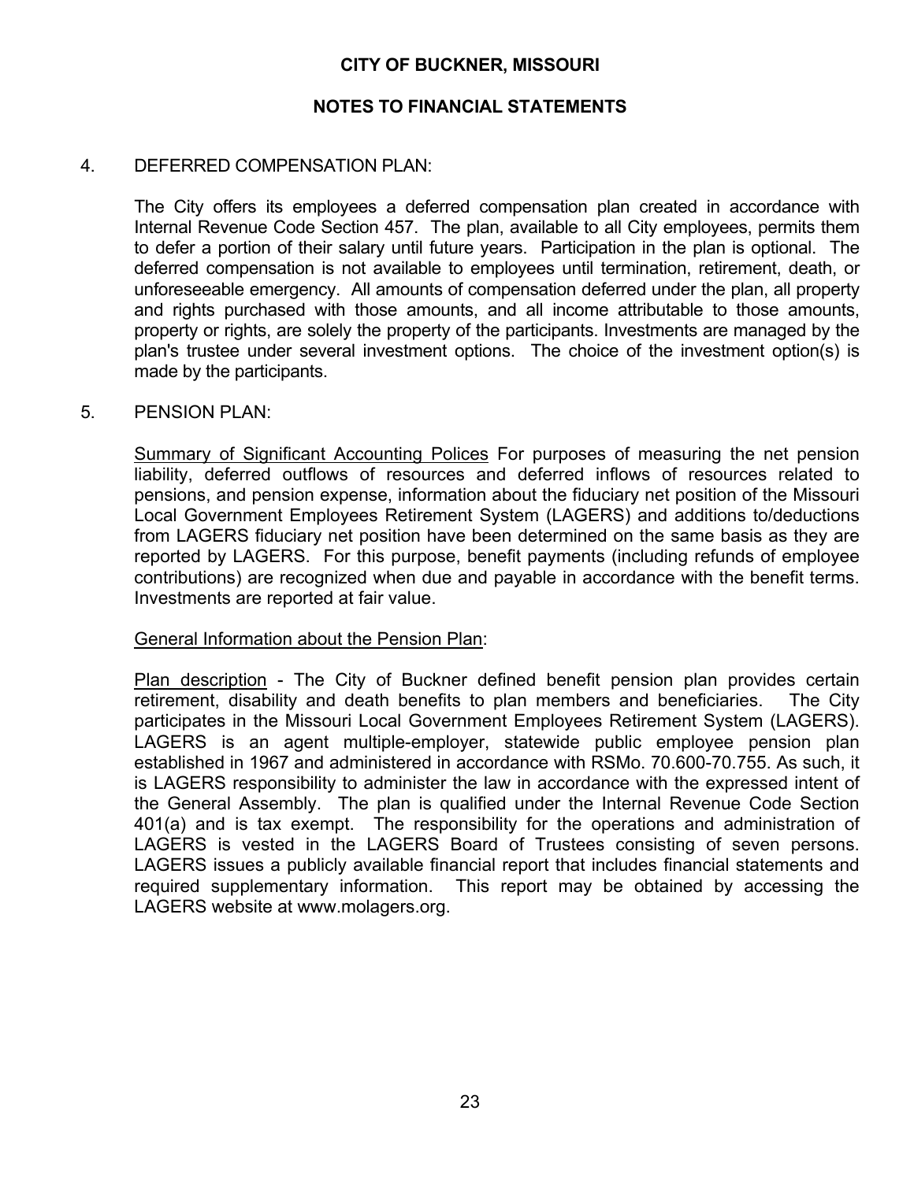**CITY OF BUCKNER, MISSOURI**

**NOTES TO FINANCIAL STATEMENTS**

4. DEFERRED COMPENSATION PLAN:

The City offers its employees a deferred compensation plan created in accordance with Internal Revenue Code Section 457. The plan, available to all City employees, permits them to defer a portion of their salary until future years. Participation in the plan is optional. The deferred compensation is not available to employees until termination, retirement, death, or unforeseeable emergency. All amounts of compensation deferred under the plan, all property and rights purchased with those amounts, and all income attributable to those amounts, property or rights, are solely the property of the participants. Investments are managed by the plan's trustee under several investment options. The choice of the investment option(s) is made by the participants.

5. PENSION PLAN:

Summary of Significant Accounting Polices For purposes of measuring the net pension liability, deferred outflows of resources and deferred inflows of resources related to pensions, and pension expense, information about the fiduciary net position of the Missouri Local Government Employees Retirement System (LAGERS) and additions to/deductions from LAGERS fiduciary net position have been determined on the same basis as they are reported by LAGERS. For this purpose, benefit payments (including refunds of employee contributions) are recognized when due and payable in accordance with the benefit terms. Investments are reported at fair value.

General Information about the Pension Plan:

Plan description - The City of Buckner defined benefit pension plan provides certain retirement, disability and death benefits to plan members and beneficiaries. The City participates in the Missouri Local Government Employees Retirement System (LAGERS). LAGERS is an agent multiple-employer, statewide public employee pension plan established in 1967 and administered in accordance with RSMo. 70.600-70.755. As such, it is LAGERS responsibility to administer the law in accordance with the expressed intent of the General Assembly. The plan is qualified under the Internal Revenue Code Section 401(a) and is tax exempt. The responsibility for the operations and administration of LAGERS is vested in the LAGERS Board of Trustees consisting of seven persons. LAGERS issues a publicly available financial report that includes financial statements and required supplementary information. This report may be obtained by accessing the LAGERS website at www.molagers.org.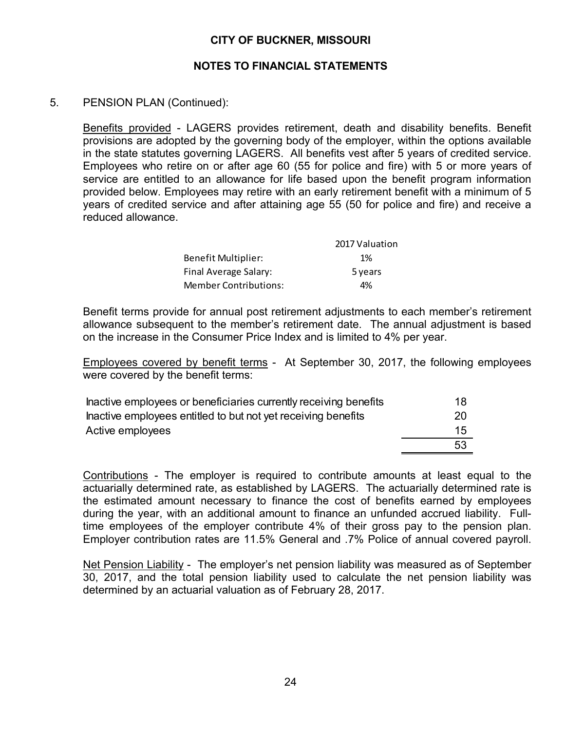**CITY OF BUCKNER, MISSOURI**

**NOTES TO FINANCIAL STATEMENTS**

5. PENSION PLAN (Continued):

Benefits provided - LAGERS provides retirement, death and disability benefits. Benefit provisions are adopted by the governing body of the employer, within the options available in the state statutes governing LAGERS. All benefits vest after 5 years of credited service. Employees who retire on or after age 60 (55 for police and fire) with 5 or more years of service are entitled to an allowance for life based upon the benefit program information provided below. Employees may retire with an early retirement benefit with a minimum of 5 years of credited service and after attaining age 55 (50 for police and fire) and receive a reduced allowance.

| | 2017 Valuation |
|---|---|
| Benefit Multiplier: | 1% |
| Final Average Salary: | 5 years |
| Member Contributions: | 4% |

Benefit terms provide for annual post retirement adjustments to each member's retirement allowance subsequent to the member's retirement date. The annual adjustment is based on the increase in the Consumer Price Index and is limited to 4% per year.

Employees covered by benefit terms - At September 30, 2017, the following employees were covered by the benefit terms:

| | |
|---|---|
| Inactive employees or beneficiaries currently receiving benefits | 18 |
| Inactive employees entitled to but not yet receiving benefits | 20 |
| Active employees | 15 |
| | 53 |

Contributions - The employer is required to contribute amounts at least equal to the actuarially determined rate, as established by LAGERS. The actuarially determined rate is the estimated amount necessary to finance the cost of benefits earned by employees during the year, with an additional amount to finance an unfunded accrued liability. Full-time employees of the employer contribute 4% of their gross pay to the pension plan. Employer contribution rates are 11.5% General and .7% Police of annual covered payroll.

Net Pension Liability - The employer's net pension liability was measured as of September 30, 2017, and the total pension liability used to calculate the net pension liability was determined by an actuarial valuation as of February 28, 2017.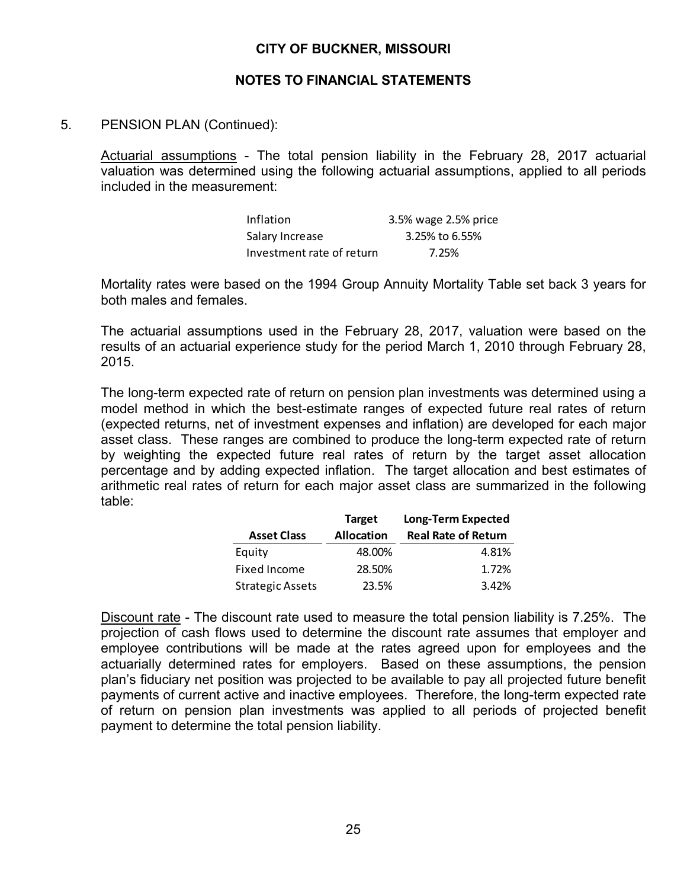# CITY OF BUCKNER, MISSOURI

## NOTES TO FINANCIAL STATEMENTS

5. PENSION PLAN (Continued):

Actuarial assumptions - The total pension liability in the February 28, 2017 actuarial valuation was determined using the following actuarial assumptions, applied to all periods included in the measurement:

| | |
|---|---|
| Inflation | 3.5% wage 2.5% price |
| Salary Increase | 3.25% to 6.55% |
| Investment rate of return | 7.25% |

Mortality rates were based on the 1994 Group Annuity Mortality Table set back 3 years for both males and females.

The actuarial assumptions used in the February 28, 2017, valuation were based on the results of an actuarial experience study for the period March 1, 2010 through February 28, 2015.

The long-term expected rate of return on pension plan investments was determined using a model method in which the best-estimate ranges of expected future real rates of return (expected returns, net of investment expenses and inflation) are developed for each major asset class. These ranges are combined to produce the long-term expected rate of return by weighting the expected future real rates of return by the target asset allocation percentage and by adding expected inflation. The target allocation and best estimates of arithmetic real rates of return for each major asset class are summarized in the following table:

| Asset Class | Target Allocation | Long-Term Expected Real Rate of Return |
|---|---|---|
| Equity | 48.00% | 4.81% |
| Fixed Income | 28.50% | 1.72% |
| Strategic Assets | 23.5% | 3.42% |

Discount rate - The discount rate used to measure the total pension liability is 7.25%. The projection of cash flows used to determine the discount rate assumes that employer and employee contributions will be made at the rates agreed upon for employees and the actuarially determined rates for employers. Based on these assumptions, the pension plan's fiduciary net position was projected to be available to pay all projected future benefit payments of current active and inactive employees. Therefore, the long-term expected rate of return on pension plan investments was applied to all periods of projected benefit payment to determine the total pension liability.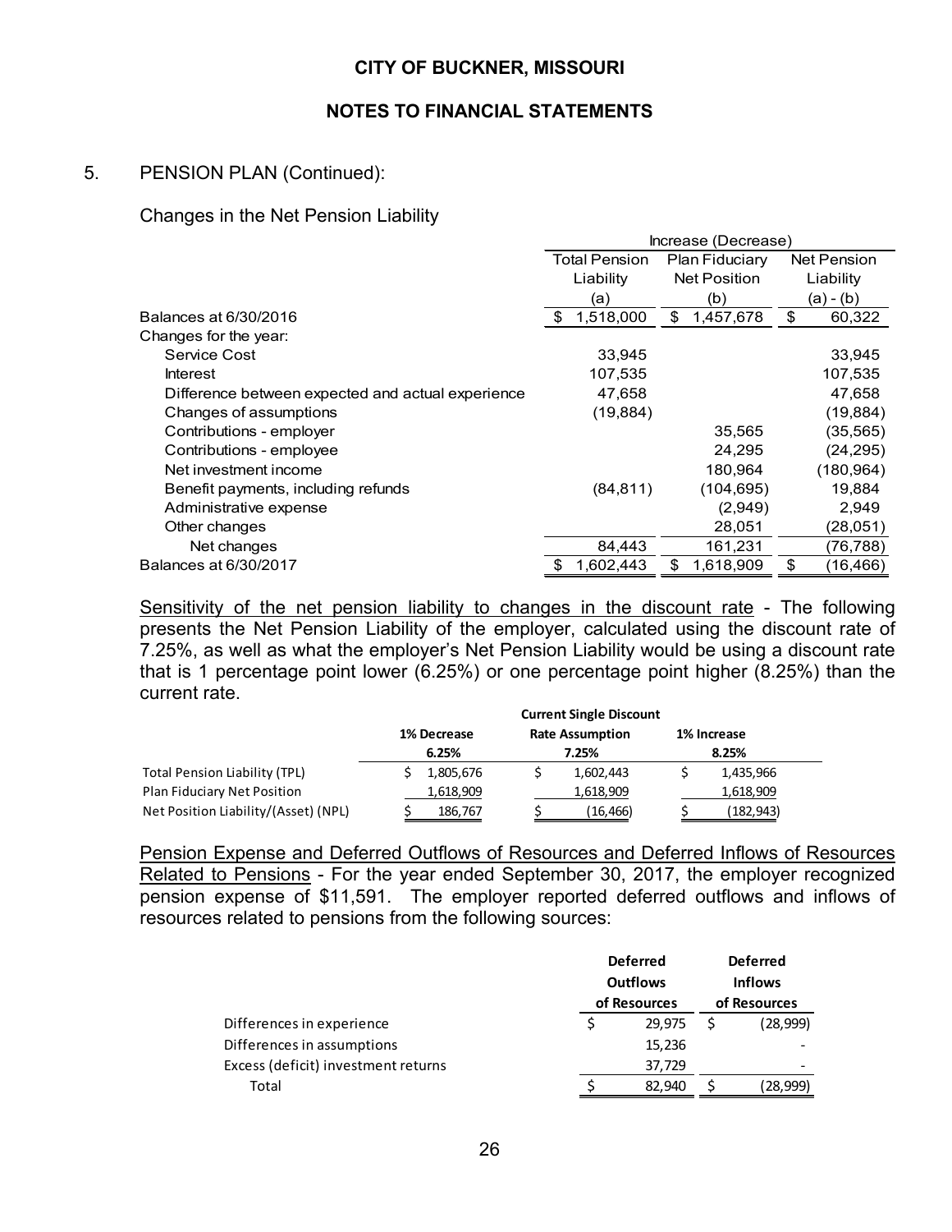**CITY OF BUCKNER, MISSOURI**

**NOTES TO FINANCIAL STATEMENTS**

5. PENSION PLAN (Continued):

Changes in the Net Pension Liability

| | Increase (Decrease) | | |
|---|---|---|---|
| | Total Pension Liability (a) | Plan Fiduciary Net Position (b) | Net Pension Liability (a) - (b) |
| Balances at 6/30/2016 | $ 1,518,000 | $ 1,457,678 | $ 60,322 |
| Changes for the year: | | | |
| Service Cost | 33,945 | | 33,945 |
| Interest | 107,535 | | 107,535 |
| Difference between expected and actual experience | 47,658 | | 47,658 |
| Changes of assumptions | (19,884) | | (19,884) |
| Contributions - employer | | 35,565 | (35,565) |
| Contributions - employee | | 24,295 | (24,295) |
| Net investment income | | 180,964 | (180,964) |
| Benefit payments, including refunds | (84,811) | (104,695) | 19,884 |
| Administrative expense | | (2,949) | 2,949 |
| Other changes | | 28,051 | (28,051) |
| Net changes | 84,443 | 161,231 | (76,788) |
| Balances at 6/30/2017 | $ 1,602,443 | $ 1,618,909 | $ (16,466) |

Sensitivity of the net pension liability to changes in the discount rate - The following presents the Net Pension Liability of the employer, calculated using the discount rate of 7.25%, as well as what the employer's Net Pension Liability would be using a discount rate that is 1 percentage point lower (6.25%) or one percentage point higher (8.25%) than the current rate.

| | 1% Decrease 6.25% | Current Single Discount Rate Assumption 7.25% | 1% Increase 8.25% |
|---|---|---|---|
| Total Pension Liability (TPL) | $ 1,805,676 | $ 1,602,443 | $ 1,435,966 |
| Plan Fiduciary Net Position | 1,618,909 | 1,618,909 | 1,618,909 |
| Net Position Liability/(Asset) (NPL) | $ 186,767 | $ (16,466) | $ (182,943) |

Pension Expense and Deferred Outflows of Resources and Deferred Inflows of Resources Related to Pensions - For the year ended September 30, 2017, the employer recognized pension expense of $11,591. The employer reported deferred outflows and inflows of resources related to pensions from the following sources:

| | Deferred Outflows of Resources | Deferred Inflows of Resources |
|---|---|---|
| Differences in experience | $ 29,975 | $ (28,999) |
| Differences in assumptions | 15,236 | - |
| Excess (deficit) investment returns | 37,729 | - |
| Total | $ 82,940 | $ (28,999) |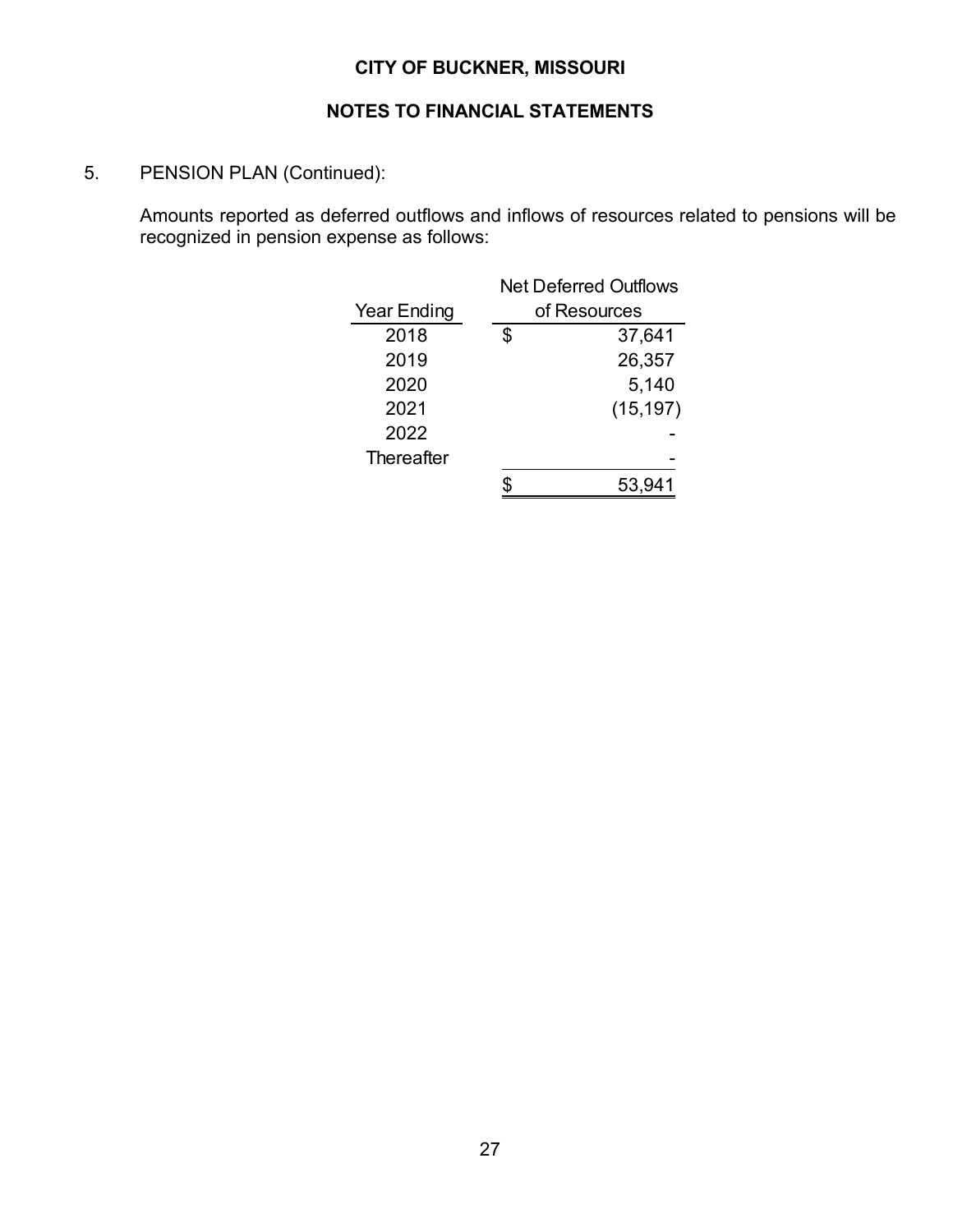**CITY OF BUCKNER, MISSOURI**

**NOTES TO FINANCIAL STATEMENTS**

5. PENSION PLAN (Continued):

Amounts reported as deferred outflows and inflows of resources related to pensions will be recognized in pension expense as follows:

| Year Ending | Net Deferred Outflows of Resources |
|---|---|
| 2018 | $ 37,641 |
| 2019 | 26,357 |
| 2020 | 5,140 |
| 2021 | (15,197) |
| 2022 | - |
| Thereafter | - |
| | $ 53,941 |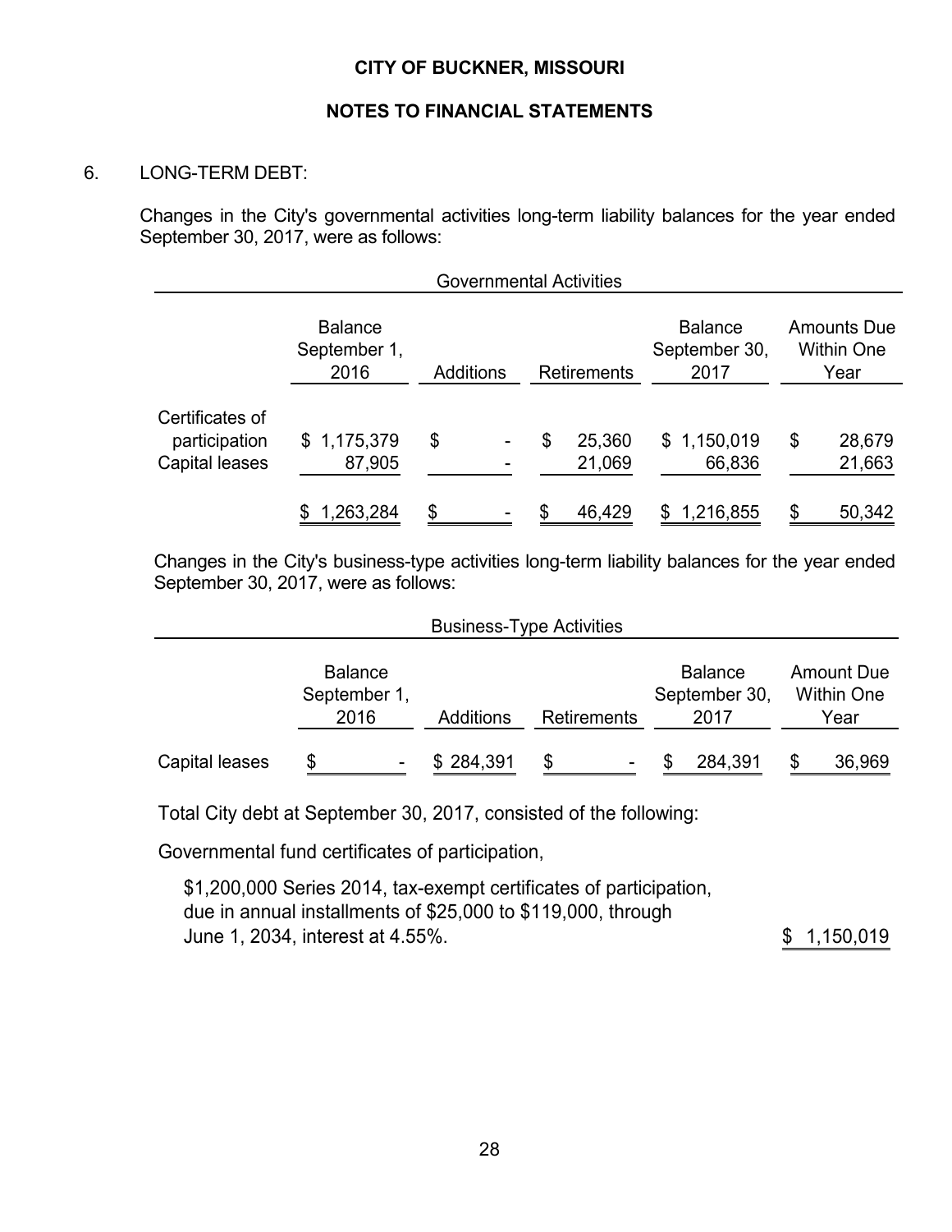**CITY OF BUCKNER, MISSOURI**

**NOTES TO FINANCIAL STATEMENTS**

6. LONG-TERM DEBT:

Changes in the City's governmental activities long-term liability balances for the year ended September 30, 2017, were as follows:

| Governmental Activities | | | | | |
|---|---|---|---|---|---|
| | Balance September 1, 2016 | Additions | Retirements | Balance September 30, 2017 | Amounts Due Within One Year |
| Certificates of participation | $ 1,175,379 | $ - | $ 25,360 | $ 1,150,019 | $ 28,679 |
| Capital leases | 87,905 | - | 21,069 | 66,836 | 21,663 |
| | $ 1,263,284 | $ - | $ 46,429 | $ 1,216,855 | $ 50,342 |

Changes in the City's business-type activities long-term liability balances for the year ended September 30, 2017, were as follows:

| Business-Type Activities | | | | | |
|---|---|---|---|---|---|
| | Balance September 1, 2016 | Additions | Retirements | Balance September 30, 2017 | Amount Due Within One Year |
| Capital leases | $ - | $ 284,391 | $ - | $ 284,391 | $ 36,969 |

Total City debt at September 30, 2017, consisted of the following:

Governmental fund certificates of participation,

| | |
|---|---|
| $1,200,000 Series 2014, tax-exempt certificates of participation, due in annual installments of $25,000 to $119,000, through June 1, 2034, interest at 4.55%. | $ 1,150,019 |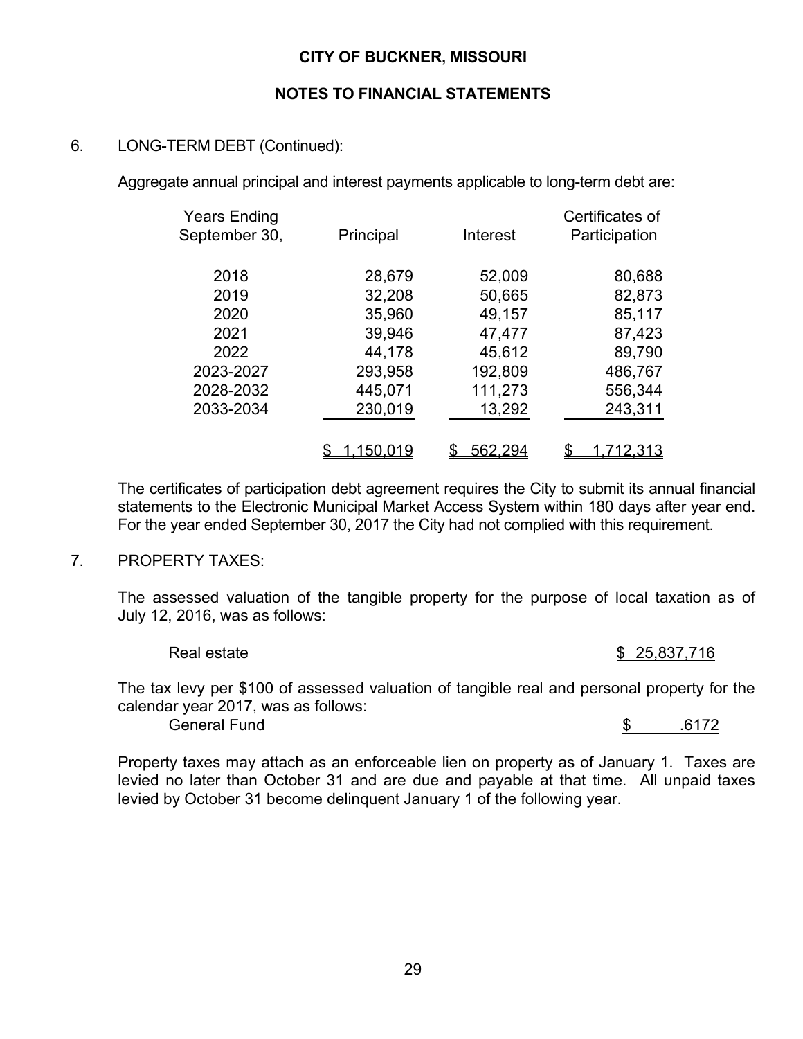**CITY OF BUCKNER, MISSOURI**

**NOTES TO FINANCIAL STATEMENTS**

6. LONG-TERM DEBT (Continued):

Aggregate annual principal and interest payments applicable to long-term debt are:

| Years Ending September 30, | Principal | Interest | Certificates of Participation |
|---|---|---|---|
| 2018 | 28,679 | 52,009 | 80,688 |
| 2019 | 32,208 | 50,665 | 82,873 |
| 2020 | 35,960 | 49,157 | 85,117 |
| 2021 | 39,946 | 47,477 | 87,423 |
| 2022 | 44,178 | 45,612 | 89,790 |
| 2023-2027 | 293,958 | 192,809 | 486,767 |
| 2028-2032 | 445,071 | 111,273 | 556,344 |
| 2033-2034 | 230,019 | 13,292 | 243,311 |
| | $ 1,150,019 | $ 562,294 | $ 1,712,313 |

The certificates of participation debt agreement requires the City to submit its annual financial statements to the Electronic Municipal Market Access System within 180 days after year end. For the year ended September 30, 2017 the City had not complied with this requirement.

7. PROPERTY TAXES:

The assessed valuation of the tangible property for the purpose of local taxation as of July 12, 2016, was as follows:

| | |
|---|---|
| Real estate | $ 25,837,716 |

The tax levy per $100 of assessed valuation of tangible real and personal property for the calendar year 2017, was as follows:

| | |
|---|---|
| General Fund | $ .6172 |

Property taxes may attach as an enforceable lien on property as of January 1. Taxes are levied no later than October 31 and are due and payable at that time. All unpaid taxes levied by October 31 become delinquent January 1 of the following year.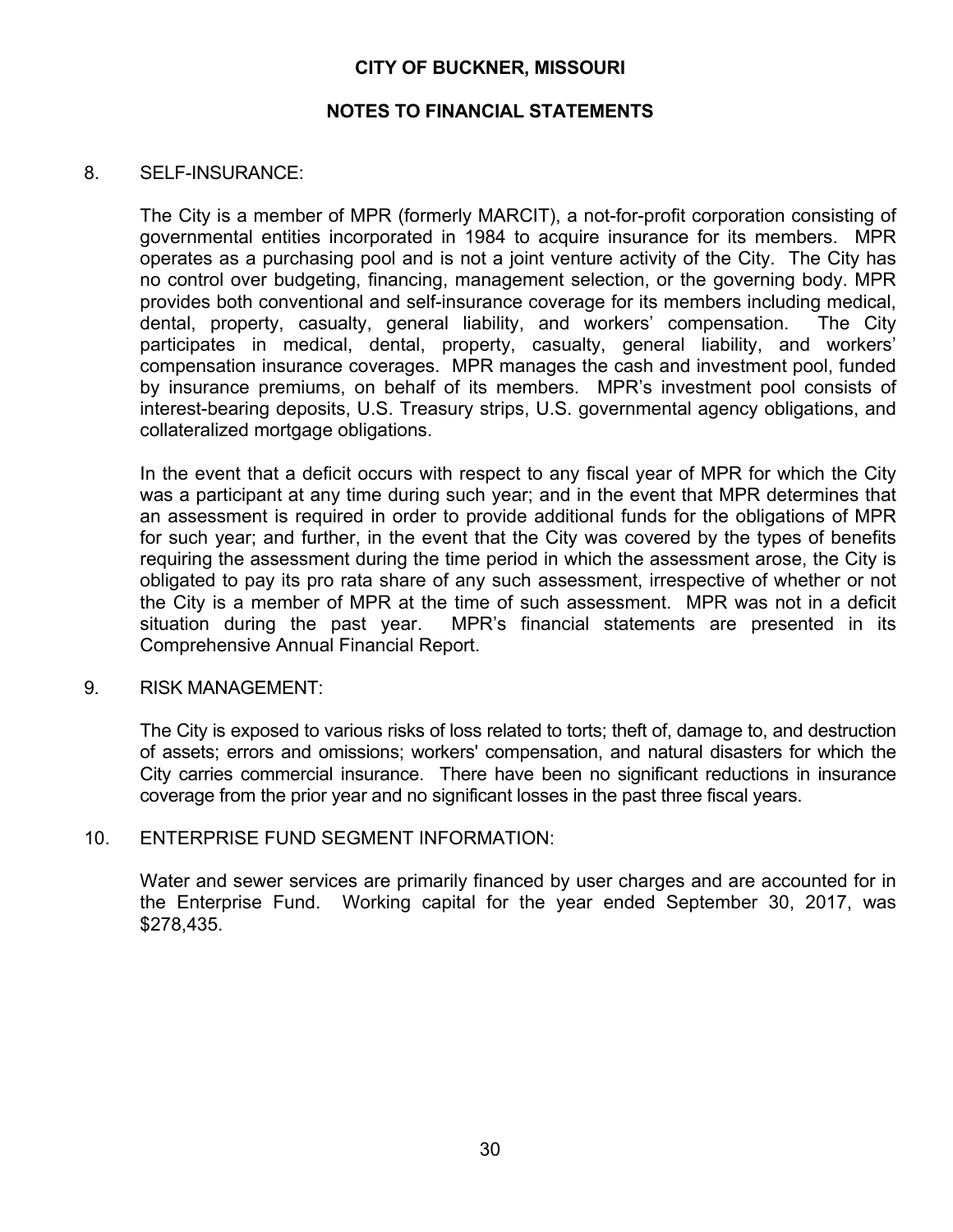# CITY OF BUCKNER, MISSOURI

## NOTES TO FINANCIAL STATEMENTS

### 8. SELF-INSURANCE:

The City is a member of MPR (formerly MARCIT), a not-for-profit corporation consisting of governmental entities incorporated in 1984 to acquire insurance for its members. MPR operates as a purchasing pool and is not a joint venture activity of the City. The City has no control over budgeting, financing, management selection, or the governing body. MPR provides both conventional and self-insurance coverage for its members including medical, dental, property, casualty, general liability, and workers' compensation. The City participates in medical, dental, property, casualty, general liability, and workers' compensation insurance coverages. MPR manages the cash and investment pool, funded by insurance premiums, on behalf of its members. MPR's investment pool consists of interest-bearing deposits, U.S. Treasury strips, U.S. governmental agency obligations, and collateralized mortgage obligations.

In the event that a deficit occurs with respect to any fiscal year of MPR for which the City was a participant at any time during such year; and in the event that MPR determines that an assessment is required in order to provide additional funds for the obligations of MPR for such year; and further, in the event that the City was covered by the types of benefits requiring the assessment during the time period in which the assessment arose, the City is obligated to pay its pro rata share of any such assessment, irrespective of whether or not the City is a member of MPR at the time of such assessment. MPR was not in a deficit situation during the past year. MPR's financial statements are presented in its Comprehensive Annual Financial Report.

### 9. RISK MANAGEMENT:

The City is exposed to various risks of loss related to torts; theft of, damage to, and destruction of assets; errors and omissions; workers' compensation, and natural disasters for which the City carries commercial insurance. There have been no significant reductions in insurance coverage from the prior year and no significant losses in the past three fiscal years.

### 10. ENTERPRISE FUND SEGMENT INFORMATION:

Water and sewer services are primarily financed by user charges and are accounted for in the Enterprise Fund. Working capital for the year ended September 30, 2017, was $278,435.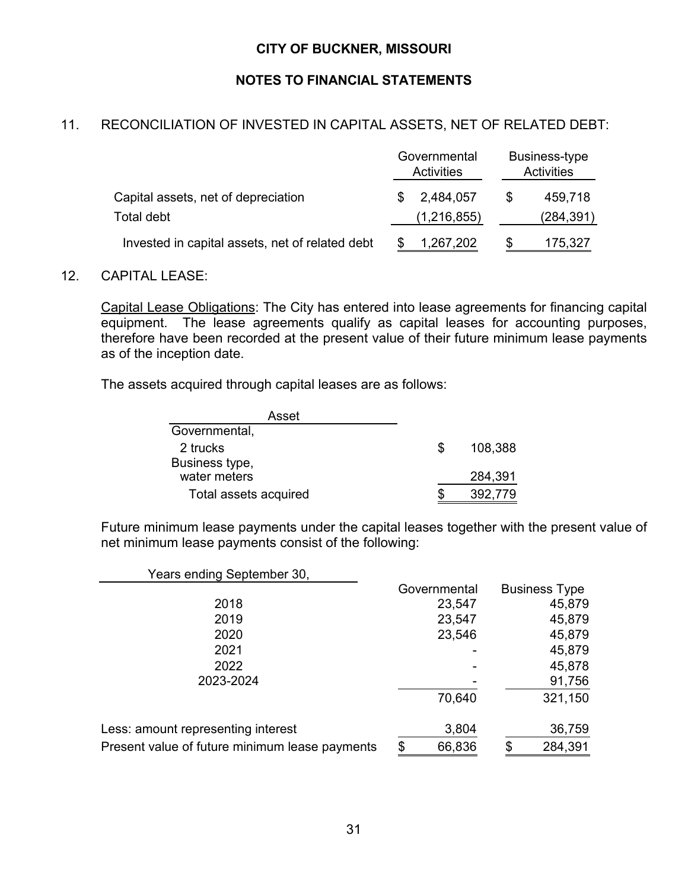CITY OF BUCKNER, MISSOURI

NOTES TO FINANCIAL STATEMENTS

## 11. RECONCILIATION OF INVESTED IN CAPITAL ASSETS, NET OF RELATED DEBT:

| | Governmental Activities | Business-type Activities |
|---|---|---|
| Capital assets, net of depreciation | $ 2,484,057 | $ 459,718 |
| Total debt | (1,216,855) | (284,391) |
| Invested in capital assets, net of related debt | $ 1,267,202 | $ 175,327 |

## 12. CAPITAL LEASE:

Capital Lease Obligations: The City has entered into lease agreements for financing capital equipment. The lease agreements qualify as capital leases for accounting purposes, therefore have been recorded at the present value of their future minimum lease payments as of the inception date.

The assets acquired through capital leases are as follows:

| Asset | |
|---|---|
| Governmental, | |
| 2 trucks | $ 108,388 |
| Business type, | |
| water meters | 284,391 |
| Total assets acquired | $ 392,779 |

Future minimum lease payments under the capital leases together with the present value of net minimum lease payments consist of the following:

| Years ending September 30, | Governmental | Business Type |
|---|---|---|
| 2018 | 23,547 | 45,879 |
| 2019 | 23,547 | 45,879 |
| 2020 | 23,546 | 45,879 |
| 2021 | - | 45,879 |
| 2022 | - | 45,878 |
| 2023-2024 | - | 91,756 |
| | 70,640 | 321,150 |
| Less: amount representing interest | 3,804 | 36,759 |
| Present value of future minimum lease payments | $ 66,836 | $ 284,391 |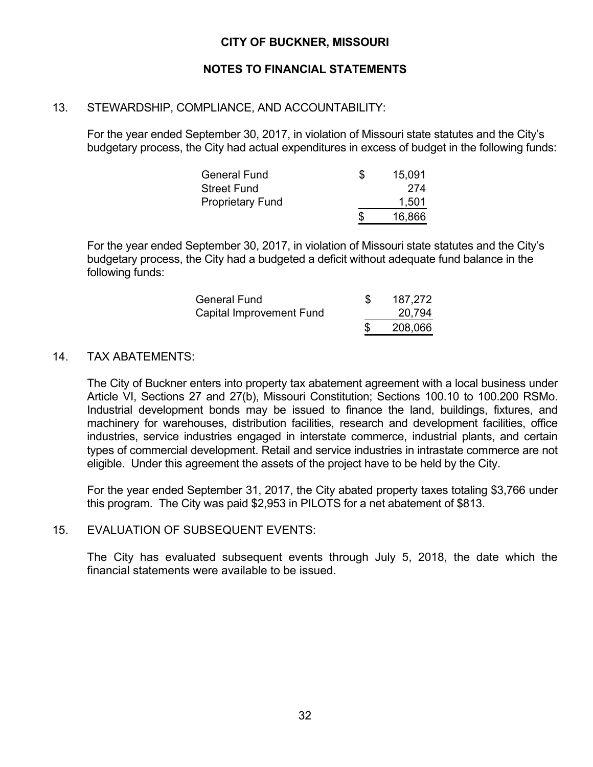# CITY OF BUCKNER, MISSOURI

## NOTES TO FINANCIAL STATEMENTS

13. STEWARDSHIP, COMPLIANCE, AND ACCOUNTABILITY:

For the year ended September 30, 2017, in violation of Missouri state statutes and the City's budgetary process, the City had actual expenditures in excess of budget in the following funds:

| | | |
|---|---|---|
| General Fund | $ | 15,091 |
| Street Fund | | 274 |
| Proprietary Fund | | 1,501 |
| | $ | 16,866 |

For the year ended September 30, 2017, in violation of Missouri state statutes and the City's budgetary process, the City had a budgeted a deficit without adequate fund balance in the following funds:

| | | |
|---|---|---|
| General Fund | $ | 187,272 |
| Capital Improvement Fund | | 20,794 |
| | $ | 208,066 |

14. TAX ABATEMENTS:

The City of Buckner enters into property tax abatement agreement with a local business under Article VI, Sections 27 and 27(b), Missouri Constitution; Sections 100.10 to 100.200 RSMo. Industrial development bonds may be issued to finance the land, buildings, fixtures, and machinery for warehouses, distribution facilities, research and development facilities, office industries, service industries engaged in interstate commerce, industrial plants, and certain types of commercial development. Retail and service industries in intrastate commerce are not eligible. Under this agreement the assets of the project have to be held by the City.

For the year ended September 31, 2017, the City abated property taxes totaling $3,766 under this program. The City was paid $2,953 in PILOTS for a net abatement of $813.

15. EVALUATION OF SUBSEQUENT EVENTS:

The City has evaluated subsequent events through July 5, 2018, the date which the financial statements were available to be issued.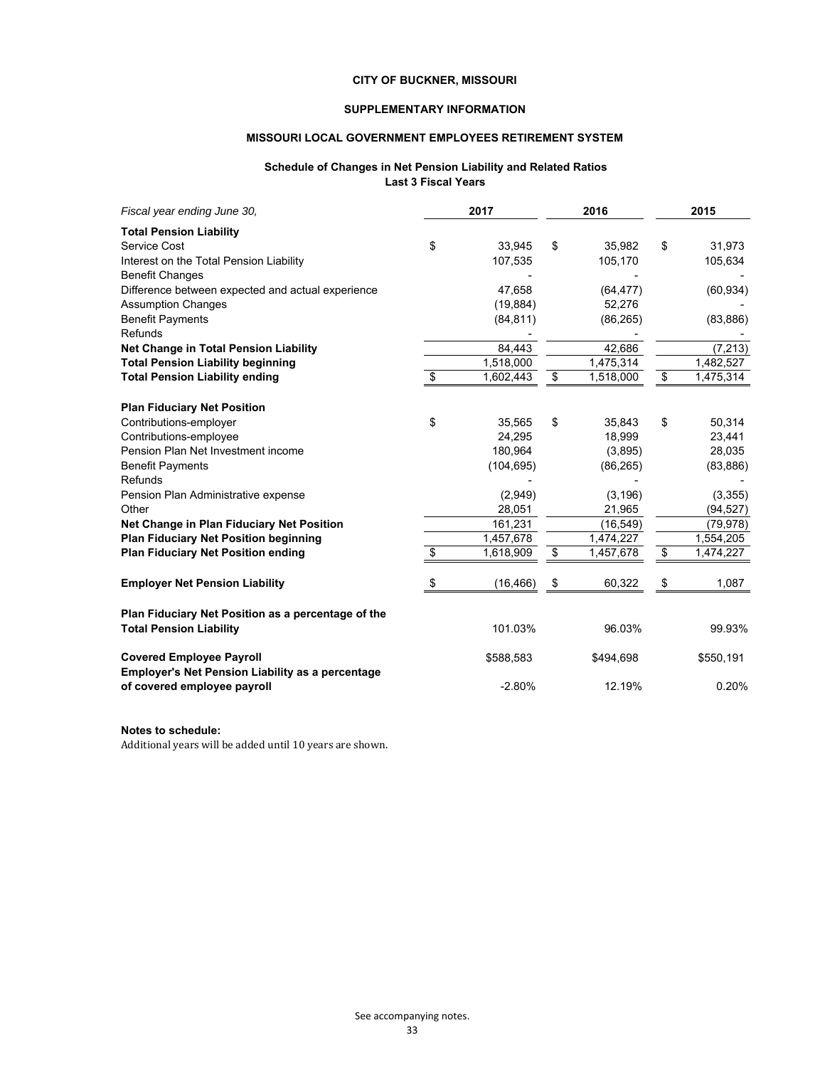**CITY OF BUCKNER, MISSOURI**

**SUPPLEMENTARY INFORMATION**

**MISSOURI LOCAL GOVERNMENT EMPLOYEES RETIREMENT SYSTEM**

**Schedule of Changes in Net Pension Liability and Related Ratios**
**Last 3 Fiscal Years**

| *Fiscal year ending June 30,* | 2017 | 2016 | 2015 |
|---|---|---|---|
| **Total Pension Liability** | | | |
| Service Cost | $ 33,945 | $ 35,982 | $ 31,973 |
| Interest on the Total Pension Liability | 107,535 | 105,170 | 105,634 |
| Benefit Changes | - | - | - |
| Difference between expected and actual experience | 47,658 | (64,477) | (60,934) |
| Assumption Changes | (19,884) | 52,276 | - |
| Benefit Payments | (84,811) | (86,265) | (83,886) |
| Refunds | - | - | - |
| **Net Change in Total Pension Liability** | 84,443 | 42,686 | (7,213) |
| **Total Pension Liability beginning** | 1,518,000 | 1,475,314 | 1,482,527 |
| **Total Pension Liability ending** | $ 1,602,443 | $ 1,518,000 | $ 1,475,314 |
| | | | |
| **Plan Fiduciary Net Position** | | | |
| Contributions-employer | $ 35,565 | $ 35,843 | $ 50,314 |
| Contributions-employee | 24,295 | 18,999 | 23,441 |
| Pension Plan Net Investment income | 180,964 | (3,895) | 28,035 |
| Benefit Payments | (104,695) | (86,265) | (83,886) |
| Refunds | - | - | - |
| Pension Plan Administrative expense | (2,949) | (3,196) | (3,355) |
| Other | 28,051 | 21,965 | (94,527) |
| **Net Change in Plan Fiduciary Net Position** | 161,231 | (16,549) | (79,978) |
| **Plan Fiduciary Net Position beginning** | 1,457,678 | 1,474,227 | 1,554,205 |
| **Plan Fiduciary Net Position ending** | $ 1,618,909 | $ 1,457,678 | $ 1,474,227 |
| | | | |
| **Employer Net Pension Liability** | $ (16,466) | $ 60,322 | $ 1,087 |
| | | | |
| **Plan Fiduciary Net Position as a percentage of the Total Pension Liability** | 101.03% | 96.03% | 99.93% |
| | | | |
| **Covered Employee Payroll** | $588,583 | $494,698 | $550,191 |
| **Employer's Net Pension Liability as a percentage of covered employee payroll** | -2.80% | 12.19% | 0.20% |

**Notes to schedule:**
Additional years will be added until 10 years are shown.

See accompanying notes.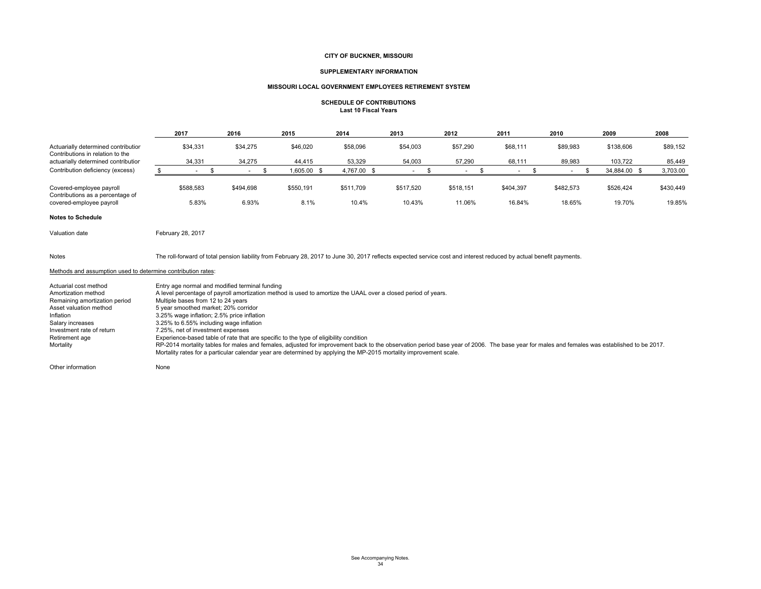# CITY OF BUCKNER, MISSOURI

## SUPPLEMENTARY INFORMATION

## MISSOURI LOCAL GOVERNMENT EMPLOYEES RETIREMENT SYSTEM

### SCHEDULE OF CONTRIBUTIONS
**Last 10 Fiscal Years**

| | 2017 | 2016 | 2015 | 2014 | 2013 | 2012 | 2011 | 2010 | 2009 | 2008 |
|---|---|---|---|---|---|---|---|---|---|---|
| Actuarially determined contribution | $34,331 | $34,275 | $46,020 | $58,096 | $54,003 | $57,290 | $68,111 | $89,983 | $138,606 | $89,152 |
| Contributions in relation to the actuarially determined contribution | 34,331 | 34,275 | 44,415 | 53,329 | 54,003 | 57,290 | 68,111 | 89,983 | 103,722 | 85,449 |
| Contribution deficiency (excess) | $ - | $ - | $ 1,605.00 | $ 4,767.00 | $ - | $ - | $ - | $ - | $ 34,884.00 | $ 3,703.00 |
| Covered-employee payroll | $588,583 | $494,698 | $550,191 | $511,709 | $517,520 | $518,151 | $404,397 | $482,573 | $526,424 | $430,449 |
| Contributions as a percentage of covered-employee payroll | 5.83% | 6.93% | 8.1% | 10.4% | 10.43% | 11.06% | 16.84% | 18.65% | 19.70% | 19.85% |

**Notes to Schedule**

Valuation date: February 28, 2017

Notes: The roll-forward of total pension liability from February 28, 2017 to June 30, 2017 reflects expected service cost and interest reduced by actual benefit payments.

Methods and assumption used to determine contribution rates:

| | |
|---|---|
| Actuarial cost method | Entry age normal and modified terminal funding |
| Amortization method | A level percentage of payroll amortization method is used to amortize the UAAL over a closed period of years. |
| Remaining amortization period | Multiple bases from 12 to 24 years |
| Asset valuation method | 5 year smoothed market; 20% corridor |
| Inflation | 3.25% wage inflation; 2.5% price inflation |
| Salary increases | 3.25% to 6.55% including wage inflation |
| Investment rate of return | 7.25%, net of investment expenses |
| Retirement age | Experience-based table of rate that are specific to the type of eligibility condition |
| Mortality | RP-2014 mortality tables for males and females, adjusted for improvement back to the observation period base year of 2006. The base year for males and females was established to be 2017. Mortality rates for a particular calendar year are determined by applying the MP-2015 mortality improvement scale. |

Other information: None

See Accompanying Notes.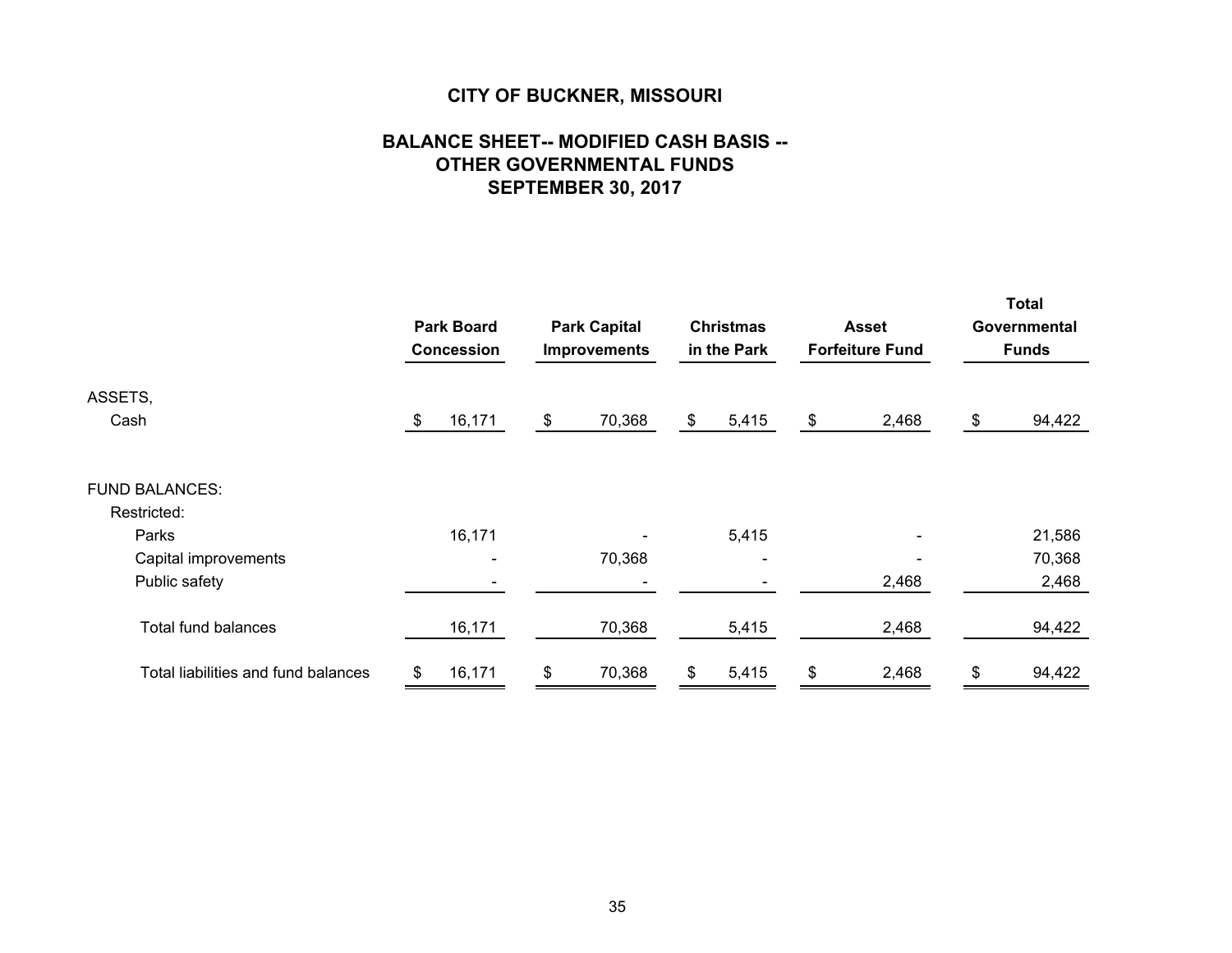# CITY OF BUCKNER, MISSOURI

## BALANCE SHEET-- MODIFIED CASH BASIS -- OTHER GOVERNMENTAL FUNDS SEPTEMBER 30, 2017

| | Park Board Concession | Park Capital Improvements | Christmas in the Park | Asset Forfeiture Fund | Total Governmental Funds |
|---|---|---|---|---|---|
| ASSETS, | | | | | |
| Cash | $ 16,171 | $ 70,368 | $ 5,415 | $ 2,468 | $ 94,422 |
| FUND BALANCES: | | | | | |
| Restricted: | | | | | |
| Parks | 16,171 | - | 5,415 | - | 21,586 |
| Capital improvements | - | 70,368 | - | - | 70,368 |
| Public safety | - | - | - | 2,468 | 2,468 |
| Total fund balances | 16,171 | 70,368 | 5,415 | 2,468 | 94,422 |
| Total liabilities and fund balances | $ 16,171 | $ 70,368 | $ 5,415 | $ 2,468 | $ 94,422 |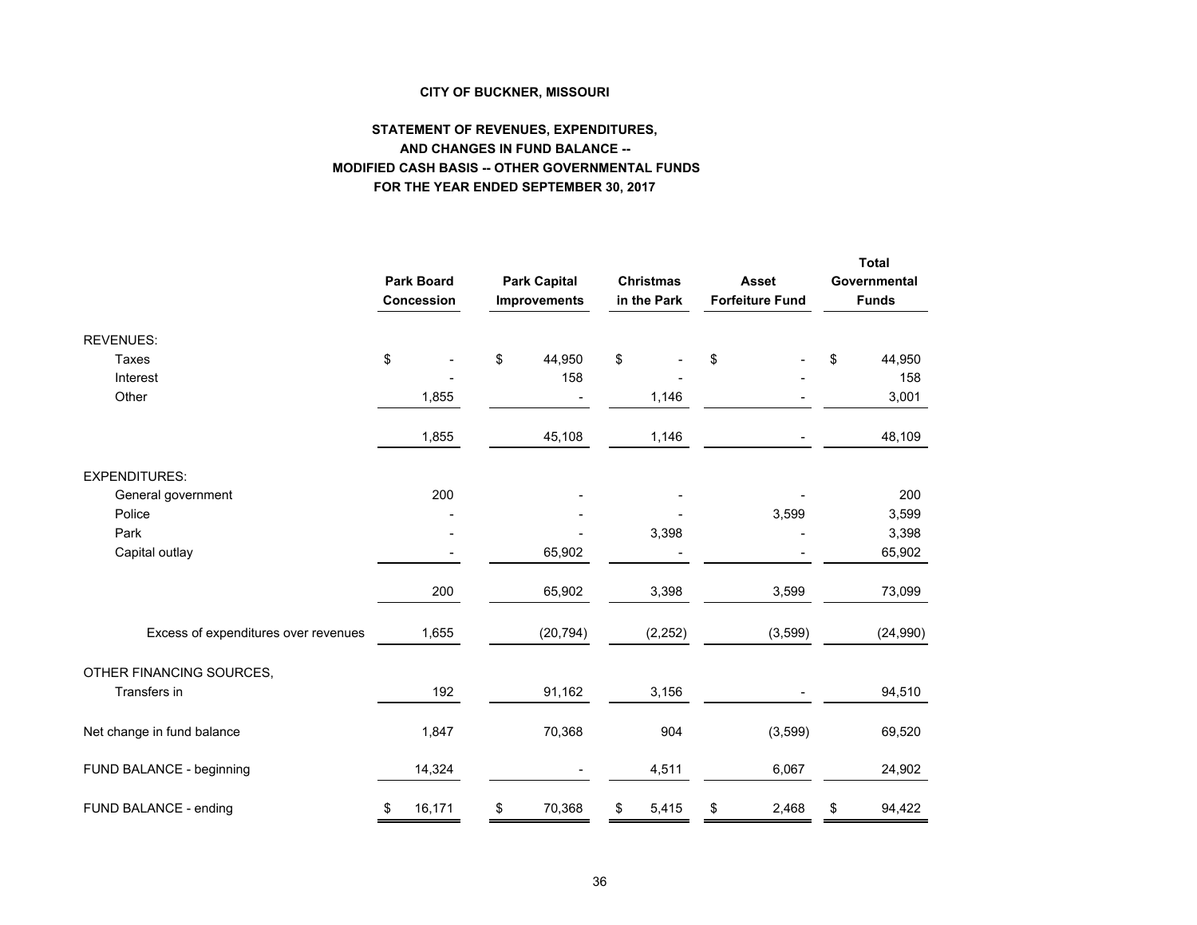**CITY OF BUCKNER, MISSOURI**

**STATEMENT OF REVENUES, EXPENDITURES, AND CHANGES IN FUND BALANCE -- MODIFIED CASH BASIS -- OTHER GOVERNMENTAL FUNDS FOR THE YEAR ENDED SEPTEMBER 30, 2017**

| | Park Board Concession | Park Capital Improvements | Christmas in the Park | Asset Forfeiture Fund | Total Governmental Funds |
|---|---|---|---|---|---|
| REVENUES: | | | | | |
| Taxes | $ - | $ 44,950 | $ - | $ - | $ 44,950 |
| Interest | - | 158 | - | - | 158 |
| Other | 1,855 | - | 1,146 | - | 3,001 |
| | 1,855 | 45,108 | 1,146 | - | 48,109 |
| EXPENDITURES: | | | | | |
| General government | 200 | - | - | - | 200 |
| Police | - | - | - | 3,599 | 3,599 |
| Park | - | - | 3,398 | - | 3,398 |
| Capital outlay | - | 65,902 | - | - | 65,902 |
| | 200 | 65,902 | 3,398 | 3,599 | 73,099 |
| Excess of expenditures over revenues | 1,655 | (20,794) | (2,252) | (3,599) | (24,990) |
| OTHER FINANCING SOURCES, | | | | | |
| Transfers in | 192 | 91,162 | 3,156 | - | 94,510 |
| Net change in fund balance | 1,847 | 70,368 | 904 | (3,599) | 69,520 |
| FUND BALANCE - beginning | 14,324 | - | 4,511 | 6,067 | 24,902 |
| FUND BALANCE - ending | $ 16,171 | $ 70,368 | $ 5,415 | $ 2,468 | $ 94,422 |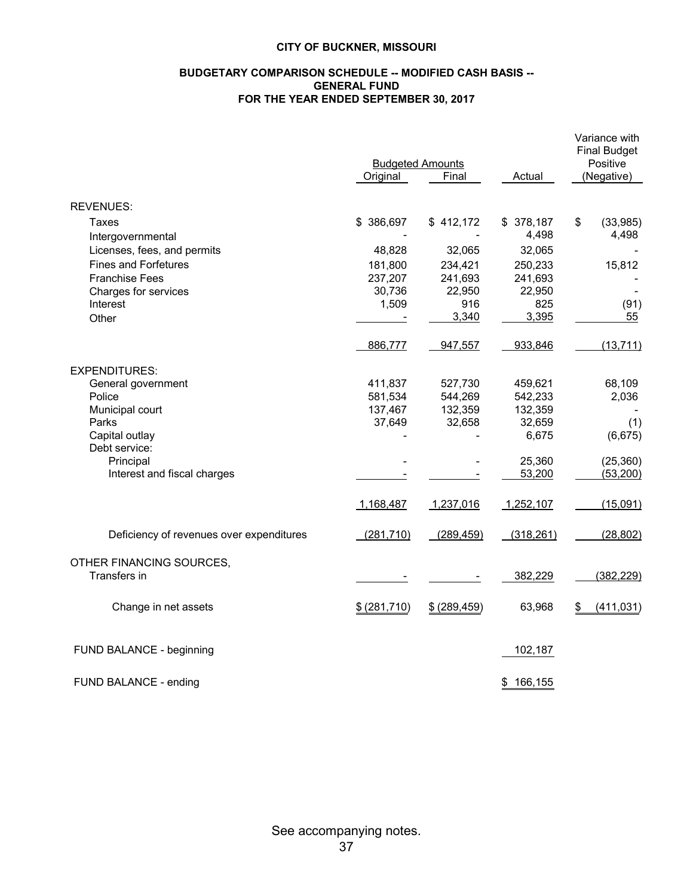**CITY OF BUCKNER, MISSOURI**

**BUDGETARY COMPARISON SCHEDULE -- MODIFIED CASH BASIS -- GENERAL FUND FOR THE YEAR ENDED SEPTEMBER 30, 2017**

| | Budgeted Amounts | | | Variance with Final Budget Positive |
|---|---|---|---|---|
| | Original | Final | Actual | (Negative) |
| REVENUES: | | | | |
| Taxes | $ 386,697 | $ 412,172 | $ 378,187 | $ (33,985) |
| Intergovernmental | - | - | 4,498 | 4,498 |
| Licenses, fees, and permits | 48,828 | 32,065 | 32,065 | - |
| Fines and Forfetures | 181,800 | 234,421 | 250,233 | 15,812 |
| Franchise Fees | 237,207 | 241,693 | 241,693 | - |
| Charges for services | 30,736 | 22,950 | 22,950 | - |
| Interest | 1,509 | 916 | 825 | (91) |
| Other | - | 3,340 | 3,395 | 55 |
| | 886,777 | 947,557 | 933,846 | (13,711) |
| EXPENDITURES: | | | | |
| General government | 411,837 | 527,730 | 459,621 | 68,109 |
| Police | 581,534 | 544,269 | 542,233 | 2,036 |
| Municipal court | 137,467 | 132,359 | 132,359 | - |
| Parks | 37,649 | 32,658 | 32,659 | (1) |
| Capital outlay | - | - | 6,675 | (6,675) |
| Debt service: | | | | |
| Principal | - | - | 25,360 | (25,360) |
| Interest and fiscal charges | - | - | 53,200 | (53,200) |
| | 1,168,487 | 1,237,016 | 1,252,107 | (15,091) |
| Deficiency of revenues over expenditures | (281,710) | (289,459) | (318,261) | (28,802) |
| OTHER FINANCING SOURCES, | | | | |
| Transfers in | - | - | 382,229 | (382,229) |
| Change in net assets | $ (281,710) | $ (289,459) | 63,968 | $ (411,031) |
| FUND BALANCE - beginning | | | 102,187 | |
| FUND BALANCE - ending | | | $ 166,155 | |

See accompanying notes.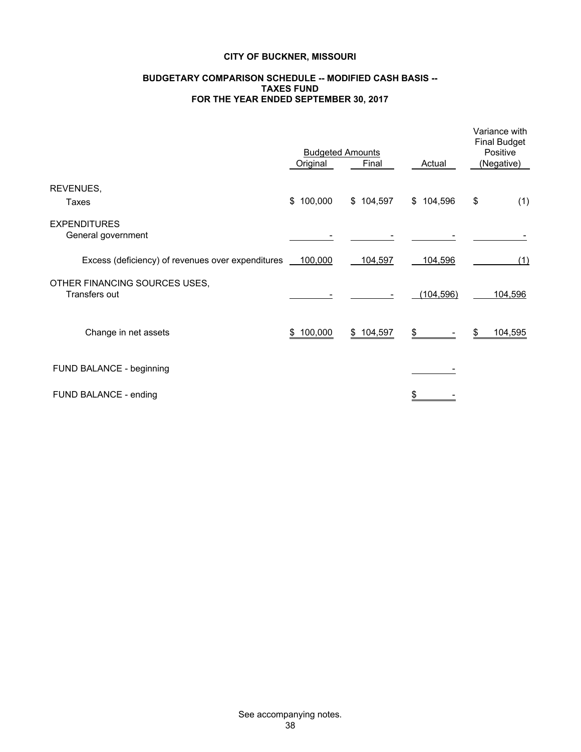# CITY OF BUCKNER, MISSOURI

## BUDGETARY COMPARISON SCHEDULE -- MODIFIED CASH BASIS -- TAXES FUND FOR THE YEAR ENDED SEPTEMBER 30, 2017

| | Budgeted Amounts | | | Variance with Final Budget Positive |
|---|---|---|---|---|
| | Original | Final | Actual | (Negative) |
| REVENUES, | | | | |
| Taxes | $ 100,000 | $ 104,597 | $ 104,596 | $ (1) |
| EXPENDITURES | | | | |
| General government | - | - | - | - |
| Excess (deficiency) of revenues over expenditures | 100,000 | 104,597 | 104,596 | (1) |
| OTHER FINANCING SOURCES USES, | | | | |
| Transfers out | - | - | (104,596) | 104,596 |
| Change in net assets | $ 100,000 | $ 104,597 | $ - | $ 104,595 |
| FUND BALANCE - beginning | | | - | |
| FUND BALANCE - ending | | | $ - | |

See accompanying notes.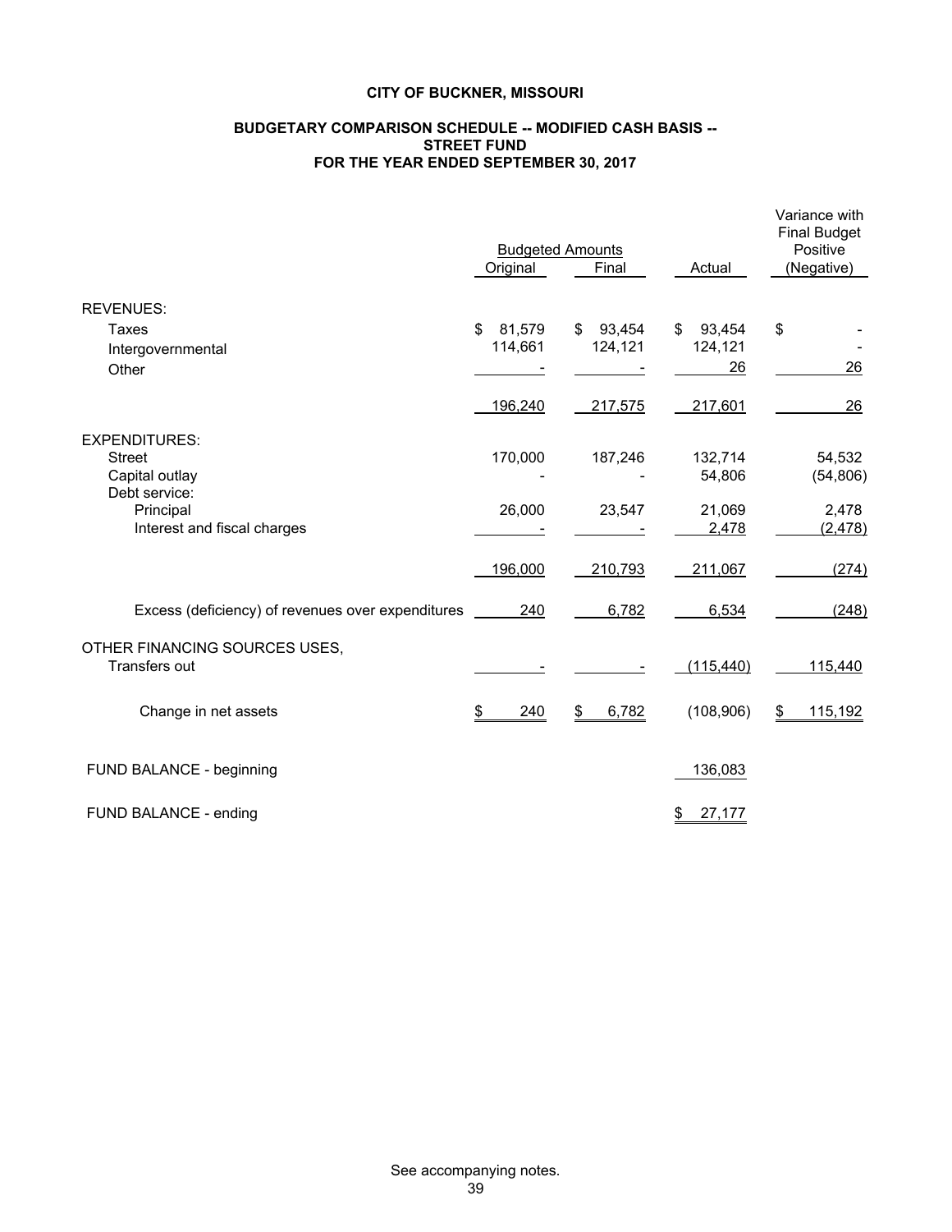**CITY OF BUCKNER, MISSOURI**

**BUDGETARY COMPARISON SCHEDULE -- MODIFIED CASH BASIS --**
**STREET FUND**
**FOR THE YEAR ENDED SEPTEMBER 30, 2017**

| | Budgeted Amounts | | | Variance with Final Budget Positive |
|---|---|---|---|---|
| | Original | Final | Actual | (Negative) |
| REVENUES: | | | | |
| Taxes | $ 81,579 | $ 93,454 | $ 93,454 | $ - |
| Intergovernmental | 114,661 | 124,121 | 124,121 | - |
| Other | - | - | 26 | 26 |
| | 196,240 | 217,575 | 217,601 | 26 |
| EXPENDITURES: | | | | |
| Street | 170,000 | 187,246 | 132,714 | 54,532 |
| Capital outlay | - | - | 54,806 | (54,806) |
| Debt service: | | | | |
| Principal | 26,000 | 23,547 | 21,069 | 2,478 |
| Interest and fiscal charges | - | - | 2,478 | (2,478) |
| | 196,000 | 210,793 | 211,067 | (274) |
| Excess (deficiency) of revenues over expenditures | 240 | 6,782 | 6,534 | (248) |
| OTHER FINANCING SOURCES USES, | | | | |
| Transfers out | - | - | (115,440) | 115,440 |
| Change in net assets | $ 240 | $ 6,782 | (108,906) | $ 115,192 |
| FUND BALANCE - beginning | | | 136,083 | |
| FUND BALANCE - ending | | | $ 27,177 | |

See accompanying notes.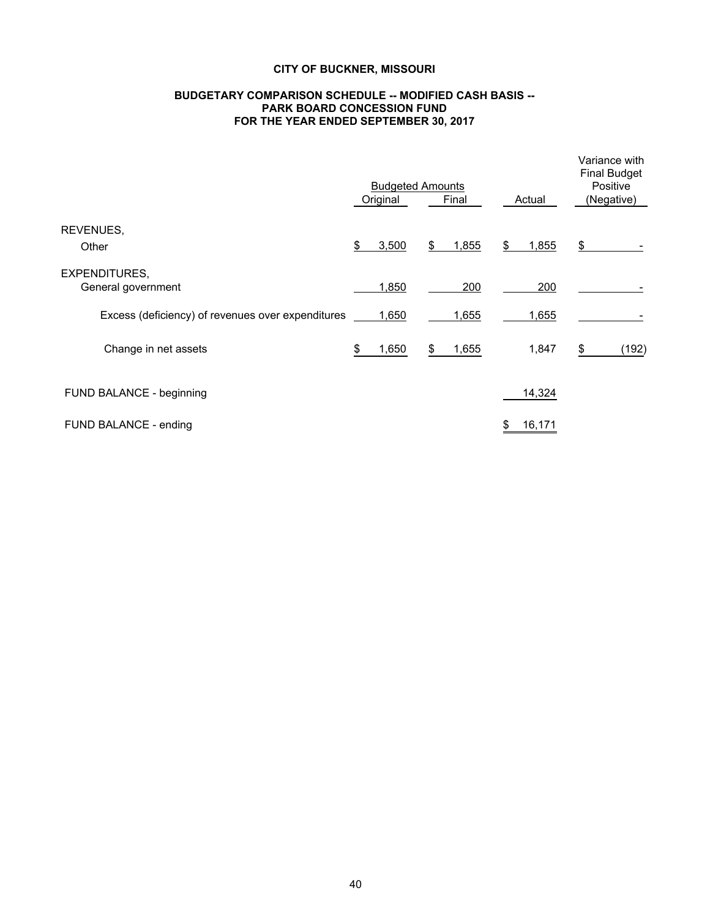**CITY OF BUCKNER, MISSOURI**

**BUDGETARY COMPARISON SCHEDULE -- MODIFIED CASH BASIS --**
**PARK BOARD CONCESSION FUND**
**FOR THE YEAR ENDED SEPTEMBER 30, 2017**

| | Budgeted Amounts | | | Variance with Final Budget Positive |
|---|---|---|---|---|
| | Original | Final | Actual | (Negative) |
| REVENUES, | | | | |
| Other | $ 3,500 | $ 1,855 | $ 1,855 | $ - |
| EXPENDITURES, | | | | |
| General government | 1,850 | 200 | 200 | - |
| Excess (deficiency) of revenues over expenditures | 1,650 | 1,655 | 1,655 | - |
| Change in net assets | $ 1,650 | $ 1,655 | 1,847 | $ (192) |
| FUND BALANCE - beginning | | | 14,324 | |
| FUND BALANCE - ending | | | $ 16,171 | |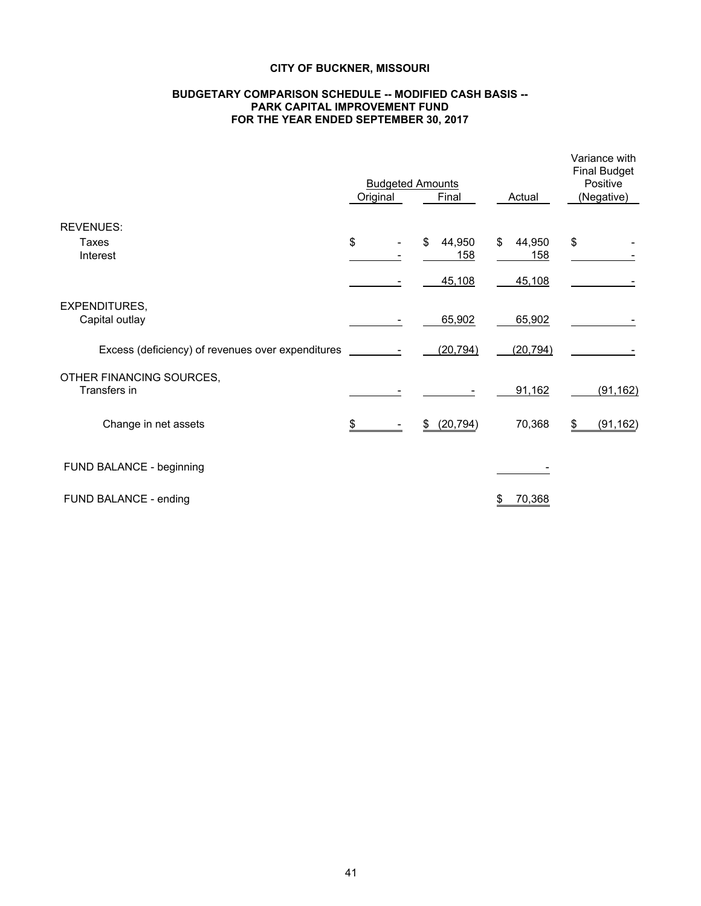# CITY OF BUCKNER, MISSOURI

## BUDGETARY COMPARISON SCHEDULE -- MODIFIED CASH BASIS -- PARK CAPITAL IMPROVEMENT FUND FOR THE YEAR ENDED SEPTEMBER 30, 2017

| | Budgeted Amounts | | | Variance with Final Budget Positive |
|---|---|---|---|---|
| | Original | Final | Actual | (Negative) |
| REVENUES: | | | | |
| Taxes | $ - | $ 44,950 | $ 44,950 | $ - |
| Interest | - | 158 | 158 | - |
| | - | 45,108 | 45,108 | - |
| EXPENDITURES, | | | | |
| Capital outlay | - | 65,902 | 65,902 | - |
| Excess (deficiency) of revenues over expenditures | - | (20,794) | (20,794) | - |
| OTHER FINANCING SOURCES, | | | | |
| Transfers in | - | - | 91,162 | (91,162) |
| Change in net assets | $ - | $ (20,794) | 70,368 | $ (91,162) |
| FUND BALANCE - beginning | | | - | |
| FUND BALANCE - ending | | | $ 70,368 | |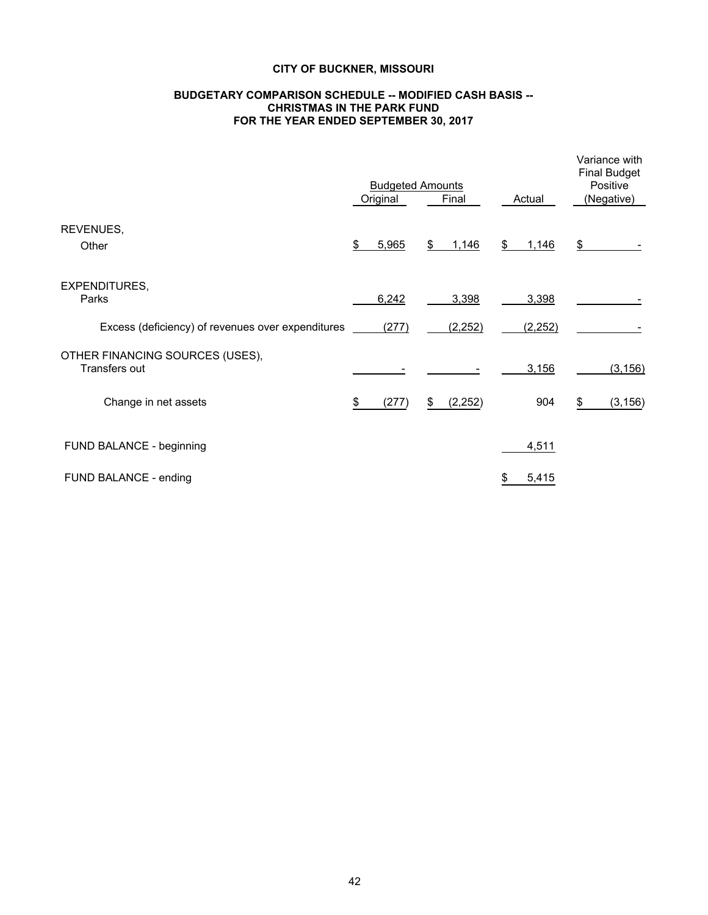# CITY OF BUCKNER, MISSOURI

## BUDGETARY COMPARISON SCHEDULE -- MODIFIED CASH BASIS -- CHRISTMAS IN THE PARK FUND FOR THE YEAR ENDED SEPTEMBER 30, 2017

| | Budgeted Amounts | | | Variance with Final Budget Positive |
|---|---|---|---|---|
| | Original | Final | Actual | (Negative) |
| REVENUES, | | | | |
| Other | $ 5,965 | $ 1,146 | $ 1,146 | $ - |
| EXPENDITURES, | | | | |
| Parks | 6,242 | 3,398 | 3,398 | - |
| Excess (deficiency) of revenues over expenditures | (277) | (2,252) | (2,252) | - |
| OTHER FINANCING SOURCES (USES), | | | | |
| Transfers out | - | - | 3,156 | (3,156) |
| Change in net assets | $ (277) | $ (2,252) | 904 | $ (3,156) |
| FUND BALANCE - beginning | | | 4,511 | |
| FUND BALANCE - ending | | | $ 5,415 | |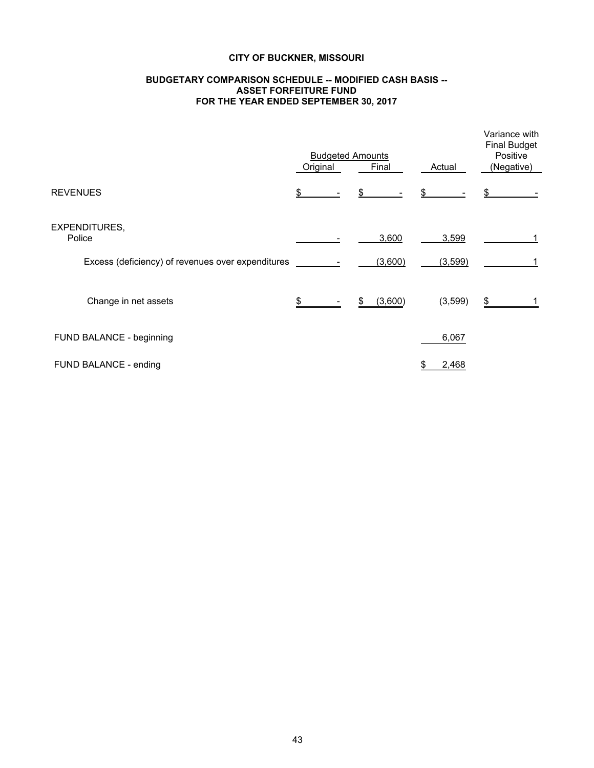**CITY OF BUCKNER, MISSOURI**

**BUDGETARY COMPARISON SCHEDULE -- MODIFIED CASH BASIS --**
**ASSET FORFEITURE FUND**
**FOR THE YEAR ENDED SEPTEMBER 30, 2017**

| | Budgeted Amounts | | | Variance with Final Budget |
|---|---|---|---|---|
| | Original | Final | Actual | Positive (Negative) |
| REVENUES | $ - | $ - | $ - | $ - |
| EXPENDITURES, | | | | |
| Police | - | 3,600 | 3,599 | 1 |
| Excess (deficiency) of revenues over expenditures | - | (3,600) | (3,599) | 1 |
| Change in net assets | $ - | $ (3,600) | (3,599) | $ 1 |
| FUND BALANCE - beginning | | | 6,067 | |
| FUND BALANCE - ending | | | $ 2,468 | |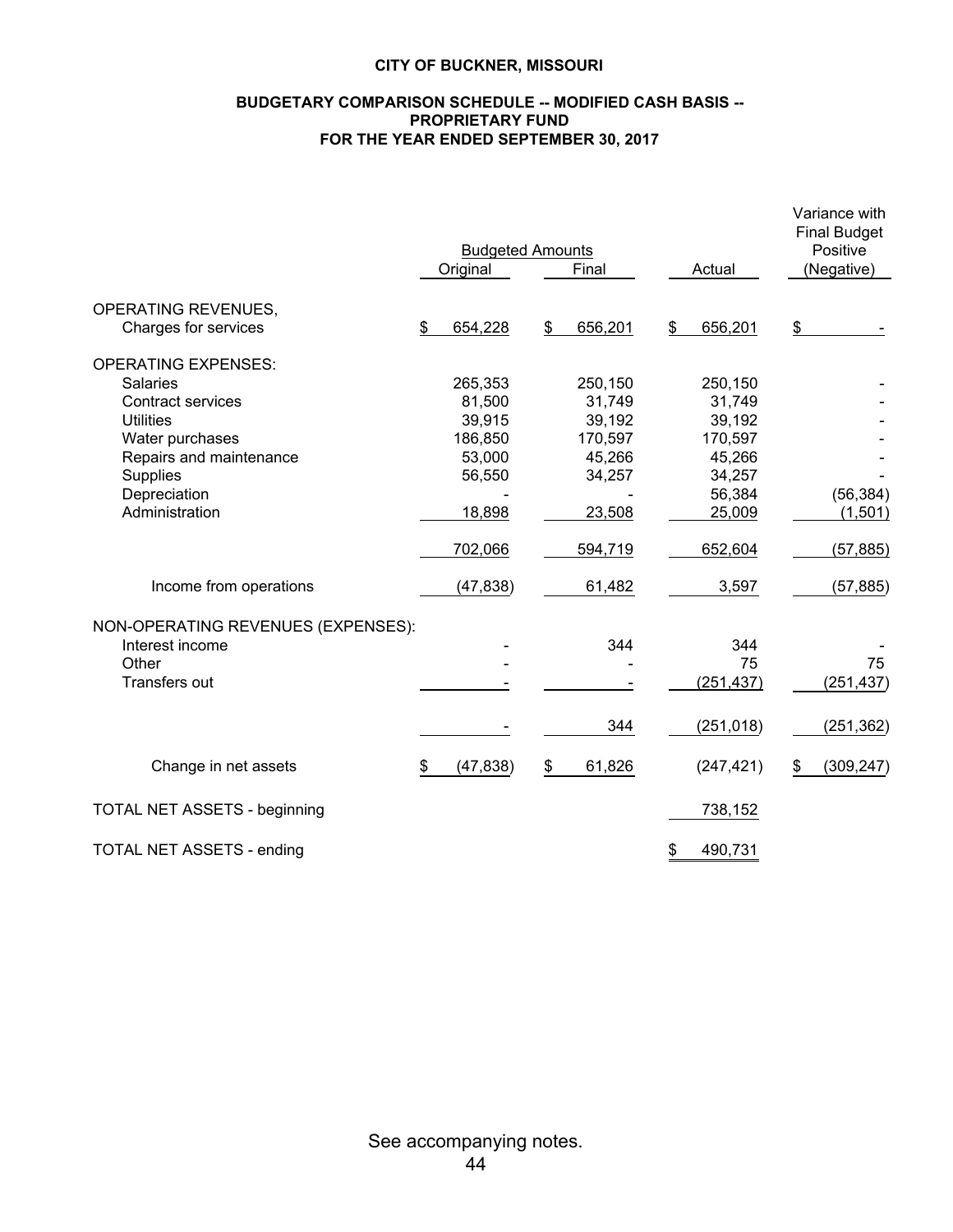**CITY OF BUCKNER, MISSOURI**

**BUDGETARY COMPARISON SCHEDULE -- MODIFIED CASH BASIS -- PROPRIETARY FUND FOR THE YEAR ENDED SEPTEMBER 30, 2017**

| | Budgeted Amounts | | | Variance with Final Budget Positive |
|---|---|---|---|---|
| | Original | Final | Actual | (Negative) |
| OPERATING REVENUES, | | | | |
| Charges for services | $ 654,228 | $ 656,201 | $ 656,201 | $ - |
| OPERATING EXPENSES: | | | | |
| Salaries | 265,353 | 250,150 | 250,150 | - |
| Contract services | 81,500 | 31,749 | 31,749 | - |
| Utilities | 39,915 | 39,192 | 39,192 | - |
| Water purchases | 186,850 | 170,597 | 170,597 | - |
| Repairs and maintenance | 53,000 | 45,266 | 45,266 | - |
| Supplies | 56,550 | 34,257 | 34,257 | - |
| Depreciation | - | - | 56,384 | (56,384) |
| Administration | 18,898 | 23,508 | 25,009 | (1,501) |
| | 702,066 | 594,719 | 652,604 | (57,885) |
| Income from operations | (47,838) | 61,482 | 3,597 | (57,885) |
| NON-OPERATING REVENUES (EXPENSES): | | | | |
| Interest income | - | 344 | 344 | - |
| Other | - | - | 75 | 75 |
| Transfers out | - | - | (251,437) | (251,437) |
| | - | 344 | (251,018) | (251,362) |
| Change in net assets | $ (47,838) | $ 61,826 | (247,421) | $ (309,247) |
| TOTAL NET ASSETS - beginning | | | 738,152 | |
| TOTAL NET ASSETS - ending | | | $ 490,731 | |

See accompanying notes.